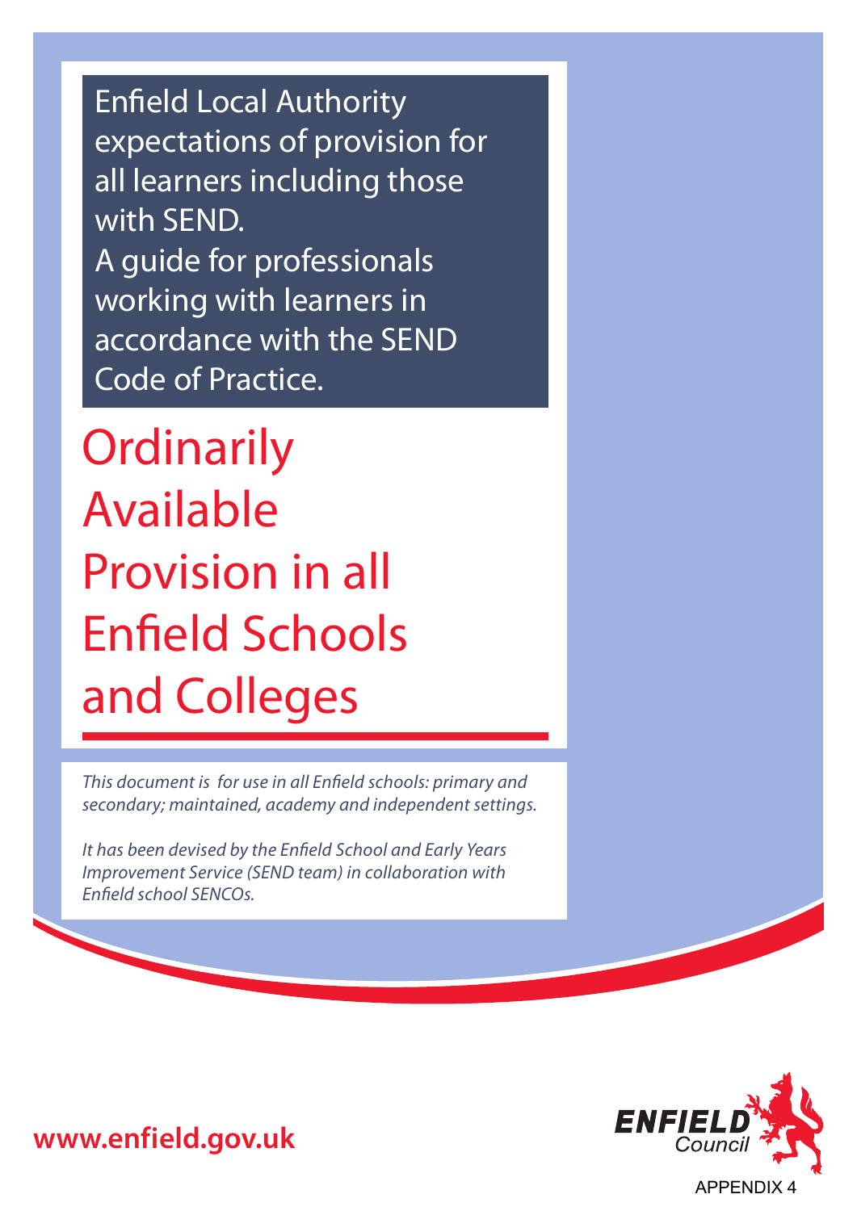Enfield Local Authority expectations of provision for all learners including those with SEND.
A guide for professionals working with learners in accordance with the SEND Code of Practice.

# Ordinarily Available Provision in all Enfield Schools and Colleges

*This document is for use in all Enfield schools: primary and secondary; maintained, academy and independent settings.*

*It has been devised by the Enfield School and Early Years Improvement Service (SEND team) in collaboration with Enfield school SENCOs.*

**www.enfield.gov.uk**

ENFIELD Council

APPENDIX 4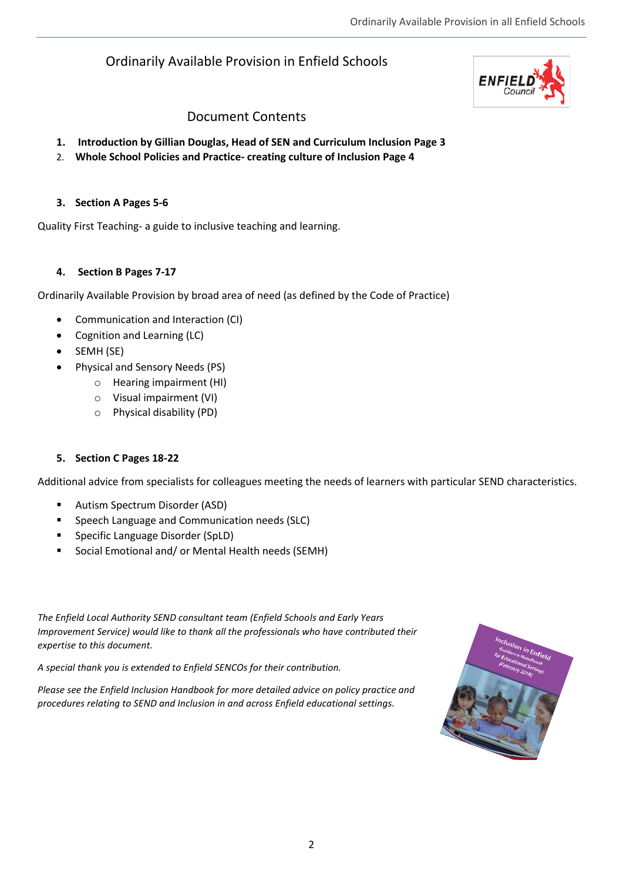# Ordinarily Available Provision in Enfield Schools

## Document Contents

1. **Introduction by Gillian Douglas, Head of SEN and Curriculum Inclusion Page 3**
2. **Whole School Policies and Practice- creating culture of Inclusion Page 4**

3. **Section A Pages 5-6**

Quality First Teaching- a guide to inclusive teaching and learning.

4. **Section B Pages 7-17**

Ordinarily Available Provision by broad area of need (as defined by the Code of Practice)

- Communication and Interaction (CI)
- Cognition and Learning (LC)
- SEMH (SE)
- Physical and Sensory Needs (PS)
    - Hearing impairment (HI)
    - Visual impairment (VI)
    - Physical disability (PD)

5. **Section C Pages 18-22**

Additional advice from specialists for colleagues meeting the needs of learners with particular SEND characteristics.

- Autism Spectrum Disorder (ASD)
- Speech Language and Communication needs (SLC)
- Specific Language Disorder (SpLD)
- Social Emotional and/ or Mental Health needs (SEMH)

*The Enfield Local Authority SEND consultant team (Enfield Schools and Early Years Improvement Service) would like to thank all the professionals who have contributed their expertise to this document.*

*A special thank you is extended to Enfield SENCOs for their contribution.*

*Please see the Enfield Inclusion Handbook for more detailed advice on policy practice and procedures relating to SEND and Inclusion in and across Enfield educational settings.*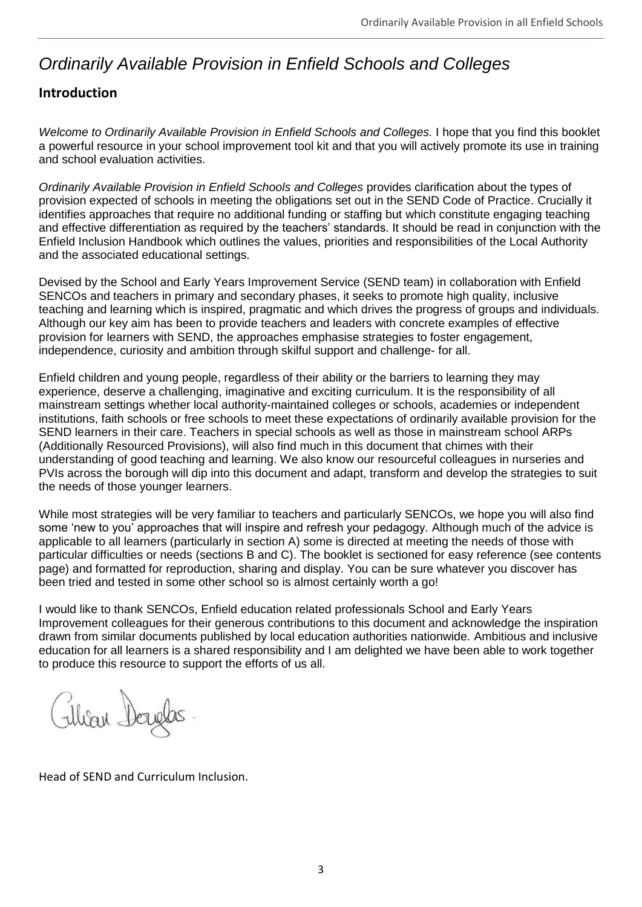# *Ordinarily Available Provision in Enfield Schools and Colleges*

## Introduction

*Welcome to Ordinarily Available Provision in Enfield Schools and Colleges.* I hope that you find this booklet a powerful resource in your school improvement tool kit and that you will actively promote its use in training and school evaluation activities.

*Ordinarily Available Provision in Enfield Schools and Colleges* provides clarification about the types of provision expected of schools in meeting the obligations set out in the SEND Code of Practice. Crucially it identifies approaches that require no additional funding or staffing but which constitute engaging teaching and effective differentiation as required by the teachers' standards. It should be read in conjunction with the Enfield Inclusion Handbook which outlines the values, priorities and responsibilities of the Local Authority and the associated educational settings.

Devised by the School and Early Years Improvement Service (SEND team) in collaboration with Enfield SENCOs and teachers in primary and secondary phases, it seeks to promote high quality, inclusive teaching and learning which is inspired, pragmatic and which drives the progress of groups and individuals. Although our key aim has been to provide teachers and leaders with concrete examples of effective provision for learners with SEND, the approaches emphasise strategies to foster engagement, independence, curiosity and ambition through skilful support and challenge- for all.

Enfield children and young people, regardless of their ability or the barriers to learning they may experience, deserve a challenging, imaginative and exciting curriculum. It is the responsibility of all mainstream settings whether local authority-maintained colleges or schools, academies or independent institutions, faith schools or free schools to meet these expectations of ordinarily available provision for the SEND learners in their care. Teachers in special schools as well as those in mainstream school ARPs (Additionally Resourced Provisions), will also find much in this document that chimes with their understanding of good teaching and learning. We also know our resourceful colleagues in nurseries and PVIs across the borough will dip into this document and adapt, transform and develop the strategies to suit the needs of those younger learners.

While most strategies will be very familiar to teachers and particularly SENCOs, we hope you will also find some 'new to you' approaches that will inspire and refresh your pedagogy. Although much of the advice is applicable to all learners (particularly in section A) some is directed at meeting the needs of those with particular difficulties or needs (sections B and C). The booklet is sectioned for easy reference (see contents page) and formatted for reproduction, sharing and display. You can be sure whatever you discover has been tried and tested in some other school so is almost certainly worth a go!

I would like to thank SENCOs, Enfield education related professionals School and Early Years Improvement colleagues for their generous contributions to this document and acknowledge the inspiration drawn from similar documents published by local education authorities nationwide. Ambitious and inclusive education for all learners is a shared responsibility and I am delighted we have been able to work together to produce this resource to support the efforts of us all.

Gillian Douglas

Head of SEND and Curriculum Inclusion.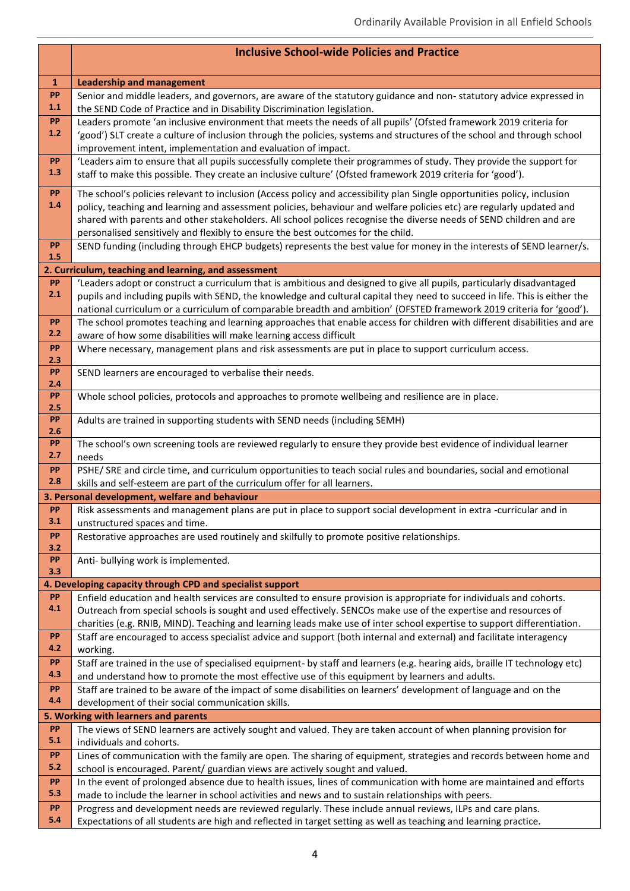| | Inclusive School-wide Policies and Practice |
|---|---|
| **1** | **Leadership and management** |
| **PP 1.1** | Senior and middle leaders, and governors, are aware of the statutory guidance and non- statutory advice expressed in the SEND Code of Practice and in Disability Discrimination legislation. |
| **PP 1.2** | Leaders promote 'an inclusive environment that meets the needs of all pupils' (Ofsted framework 2019 criteria for 'good') SLT create a culture of inclusion through the policies, systems and structures of the school and through school improvement intent, implementation and evaluation of impact. |
| **PP 1.3** | 'Leaders aim to ensure that all pupils successfully complete their programmes of study. They provide the support for staff to make this possible. They create an inclusive culture' (Ofsted framework 2019 criteria for 'good'). |
| **PP 1.4** | The school's policies relevant to inclusion (Access policy and accessibility plan Single opportunities policy, inclusion policy, teaching and learning and assessment policies, behaviour and welfare policies etc) are regularly updated and shared with parents and other stakeholders. All school polices recognise the diverse needs of SEND children and are personalised sensitively and flexibly to ensure the best outcomes for the child. |
| **PP 1.5** | SEND funding (including through EHCP budgets) represents the best value for money in the interests of SEND learner/s. |
| **2. Curriculum, teaching and learning, and assessment** | |
| **PP 2.1** | 'Leaders adopt or construct a curriculum that is ambitious and designed to give all pupils, particularly disadvantaged pupils and including pupils with SEND, the knowledge and cultural capital they need to succeed in life. This is either the national curriculum or a curriculum of comparable breadth and ambition' (OFSTED framework 2019 criteria for 'good'). |
| **PP 2.2** | The school promotes teaching and learning approaches that enable access for children with different disabilities and are aware of how some disabilities will make learning access difficult |
| **PP 2.3** | Where necessary, management plans and risk assessments are put in place to support curriculum access. |
| **PP 2.4** | SEND learners are encouraged to verbalise their needs. |
| **PP 2.5** | Whole school policies, protocols and approaches to promote wellbeing and resilience are in place. |
| **PP 2.6** | Adults are trained in supporting students with SEND needs (including SEMH) |
| **PP 2.7** | The school's own screening tools are reviewed regularly to ensure they provide best evidence of individual learner needs |
| **PP 2.8** | PSHE/ SRE and circle time, and curriculum opportunities to teach social rules and boundaries, social and emotional skills and self-esteem are part of the curriculum offer for all learners. |
| **3. Personal development, welfare and behaviour** | |
| **PP 3.1** | Risk assessments and management plans are put in place to support social development in extra -curricular and in unstructured spaces and time. |
| **PP 3.2** | Restorative approaches are used routinely and skilfully to promote positive relationships. |
| **PP 3.3** | Anti- bullying work is implemented. |
| **4. Developing capacity through CPD and specialist support** | |
| **PP 4.1** | Enfield education and health services are consulted to ensure provision is appropriate for individuals and cohorts. Outreach from special schools is sought and used effectively. SENCOs make use of the expertise and resources of charities (e.g. RNIB, MIND). Teaching and learning leads make use of inter school expertise to support differentiation. |
| **PP 4.2** | Staff are encouraged to access specialist advice and support (both internal and external) and facilitate interagency working. |
| **PP 4.3** | Staff are trained in the use of specialised equipment- by staff and learners (e.g. hearing aids, braille IT technology etc) and understand how to promote the most effective use of this equipment by learners and adults. |
| **PP 4.4** | Staff are trained to be aware of the impact of some disabilities on learners' development of language and on the development of their social communication skills. |
| **5. Working with learners and parents** | |
| **PP 5.1** | The views of SEND learners are actively sought and valued. They are taken account of when planning provision for individuals and cohorts. |
| **PP 5.2** | Lines of communication with the family are open. The sharing of equipment, strategies and records between home and school is encouraged. Parent/ guardian views are actively sought and valued. |
| **PP 5.3** | In the event of prolonged absence due to health issues, lines of communication with home are maintained and efforts made to include the learner in school activities and news and to sustain relationships with peers. |
| **PP 5.4** | Progress and development needs are reviewed regularly. These include annual reviews, ILPs and care plans. Expectations of all students are high and reflected in target setting as well as teaching and learning practice. |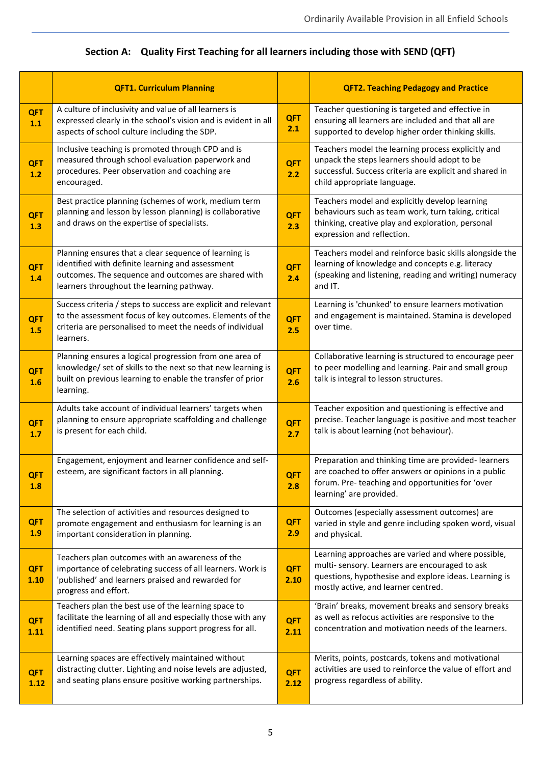## Section A: Quality First Teaching for all learners including those with SEND (QFT)

| | QFT1. Curriculum Planning | | QFT2. Teaching Pedagogy and Practice |
|---|---|---|---|
| QFT 1.1 | A culture of inclusivity and value of all learners is expressed clearly in the school's vision and is evident in all aspects of school culture including the SDP. | QFT 2.1 | Teacher questioning is targeted and effective in ensuring all learners are included and that all are supported to develop higher order thinking skills. |
| QFT 1.2 | Inclusive teaching is promoted through CPD and is measured through school evaluation paperwork and procedures. Peer observation and coaching are encouraged. | QFT 2.2 | Teachers model the learning process explicitly and unpack the steps learners should adopt to be successful. Success criteria are explicit and shared in child appropriate language. |
| QFT 1.3 | Best practice planning (schemes of work, medium term planning and lesson by lesson planning) is collaborative and draws on the expertise of specialists. | QFT 2.3 | Teachers model and explicitly develop learning behaviours such as team work, turn taking, critical thinking, creative play and exploration, personal expression and reflection. |
| QFT 1.4 | Planning ensures that a clear sequence of learning is identified with definite learning and assessment outcomes. The sequence and outcomes are shared with learners throughout the learning pathway. | QFT 2.4 | Teachers model and reinforce basic skills alongside the learning of knowledge and concepts e.g. literacy (speaking and listening, reading and writing) numeracy and IT. |
| QFT 1.5 | Success criteria / steps to success are explicit and relevant to the assessment focus of key outcomes. Elements of the criteria are personalised to meet the needs of individual learners. | QFT 2.5 | Learning is 'chunked' to ensure learners motivation and engagement is maintained. Stamina is developed over time. |
| QFT 1.6 | Planning ensures a logical progression from one area of knowledge/ set of skills to the next so that new learning is built on previous learning to enable the transfer of prior learning. | QFT 2.6 | Collaborative learning is structured to encourage peer to peer modelling and learning. Pair and small group talk is integral to lesson structures. |
| QFT 1.7 | Adults take account of individual learners' targets when planning to ensure appropriate scaffolding and challenge is present for each child. | QFT 2.7 | Teacher exposition and questioning is effective and precise. Teacher language is positive and most teacher talk is about learning (not behaviour). |
| QFT 1.8 | Engagement, enjoyment and learner confidence and self-esteem, are significant factors in all planning. | QFT 2.8 | Preparation and thinking time are provided- learners are coached to offer answers or opinions in a public forum. Pre- teaching and opportunities for 'over learning' are provided. |
| QFT 1.9 | The selection of activities and resources designed to promote engagement and enthusiasm for learning is an important consideration in planning. | QFT 2.9 | Outcomes (especially assessment outcomes) are varied in style and genre including spoken word, visual and physical. |
| QFT 1.10 | Teachers plan outcomes with an awareness of the importance of celebrating success of all learners. Work is 'published' and learners praised and rewarded for progress and effort. | QFT 2.10 | Learning approaches are varied and where possible, multi- sensory. Learners are encouraged to ask questions, hypothesise and explore ideas. Learning is mostly active, and learner centred. |
| QFT 1.11 | Teachers plan the best use of the learning space to facilitate the learning of all and especially those with any identified need. Seating plans support progress for all. | QFT 2.11 | 'Brain' breaks, movement breaks and sensory breaks as well as refocus activities are responsive to the concentration and motivation needs of the learners. |
| QFT 1.12 | Learning spaces are effectively maintained without distracting clutter. Lighting and noise levels are adjusted, and seating plans ensure positive working partnerships. | QFT 2.12 | Merits, points, postcards, tokens and motivational activities are used to reinforce the value of effort and progress regardless of ability. |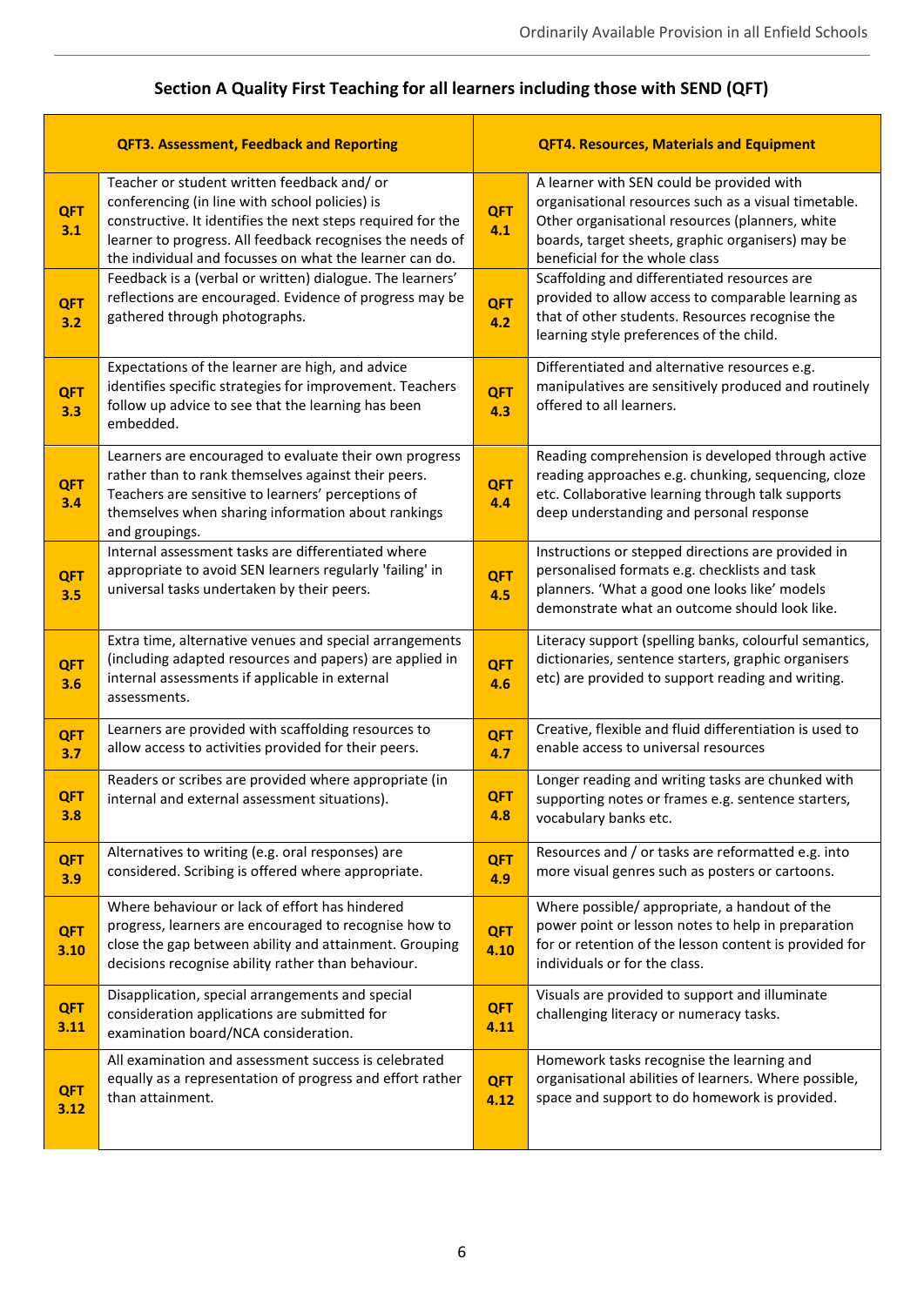## Section A Quality First Teaching for all learners including those with SEND (QFT)

| QFT3. Assessment, Feedback and Reporting | | QFT4. Resources, Materials and Equipment | |
|---|---|---|---|
| **QFT 3.1** | Teacher or student written feedback and/ or conferencing (in line with school policies) is constructive. It identifies the next steps required for the learner to progress. All feedback recognises the needs of the individual and focusses on what the learner can do. | **QFT 4.1** | A learner with SEN could be provided with organisational resources such as a visual timetable. Other organisational resources (planners, white boards, target sheets, graphic organisers) may be beneficial for the whole class |
| **QFT 3.2** | Feedback is a (verbal or written) dialogue. The learners' reflections are encouraged. Evidence of progress may be gathered through photographs. | **QFT 4.2** | Scaffolding and differentiated resources are provided to allow access to comparable learning as that of other students. Resources recognise the learning style preferences of the child. |
| **QFT 3.3** | Expectations of the learner are high, and advice identifies specific strategies for improvement. Teachers follow up advice to see that the learning has been embedded. | **QFT 4.3** | Differentiated and alternative resources e.g. manipulatives are sensitively produced and routinely offered to all learners. |
| **QFT 3.4** | Learners are encouraged to evaluate their own progress rather than to rank themselves against their peers. Teachers are sensitive to learners' perceptions of themselves when sharing information about rankings and groupings. | **QFT 4.4** | Reading comprehension is developed through active reading approaches e.g. chunking, sequencing, cloze etc. Collaborative learning through talk supports deep understanding and personal response |
| **QFT 3.5** | Internal assessment tasks are differentiated where appropriate to avoid SEN learners regularly 'failing' in universal tasks undertaken by their peers. | **QFT 4.5** | Instructions or stepped directions are provided in personalised formats e.g. checklists and task planners. 'What a good one looks like' models demonstrate what an outcome should look like. |
| **QFT 3.6** | Extra time, alternative venues and special arrangements (including adapted resources and papers) are applied in internal assessments if applicable in external assessments. | **QFT 4.6** | Literacy support (spelling banks, colourful semantics, dictionaries, sentence starters, graphic organisers etc) are provided to support reading and writing. |
| **QFT 3.7** | Learners are provided with scaffolding resources to allow access to activities provided for their peers. | **QFT 4.7** | Creative, flexible and fluid differentiation is used to enable access to universal resources |
| **QFT 3.8** | Readers or scribes are provided where appropriate (in internal and external assessment situations). | **QFT 4.8** | Longer reading and writing tasks are chunked with supporting notes or frames e.g. sentence starters, vocabulary banks etc. |
| **QFT 3.9** | Alternatives to writing (e.g. oral responses) are considered. Scribing is offered where appropriate. | **QFT 4.9** | Resources and / or tasks are reformatted e.g. into more visual genres such as posters or cartoons. |
| **QFT 3.10** | Where behaviour or lack of effort has hindered progress, learners are encouraged to recognise how to close the gap between ability and attainment. Grouping decisions recognise ability rather than behaviour. | **QFT 4.10** | Where possible/ appropriate, a handout of the power point or lesson notes to help in preparation for or retention of the lesson content is provided for individuals or for the class. |
| **QFT 3.11** | Disapplication, special arrangements and special consideration applications are submitted for examination board/NCA consideration. | **QFT 4.11** | Visuals are provided to support and illuminate challenging literacy or numeracy tasks. |
| **QFT 3.12** | All examination and assessment success is celebrated equally as a representation of progress and effort rather than attainment. | **QFT 4.12** | Homework tasks recognise the learning and organisational abilities of learners. Where possible, space and support to do homework is provided. |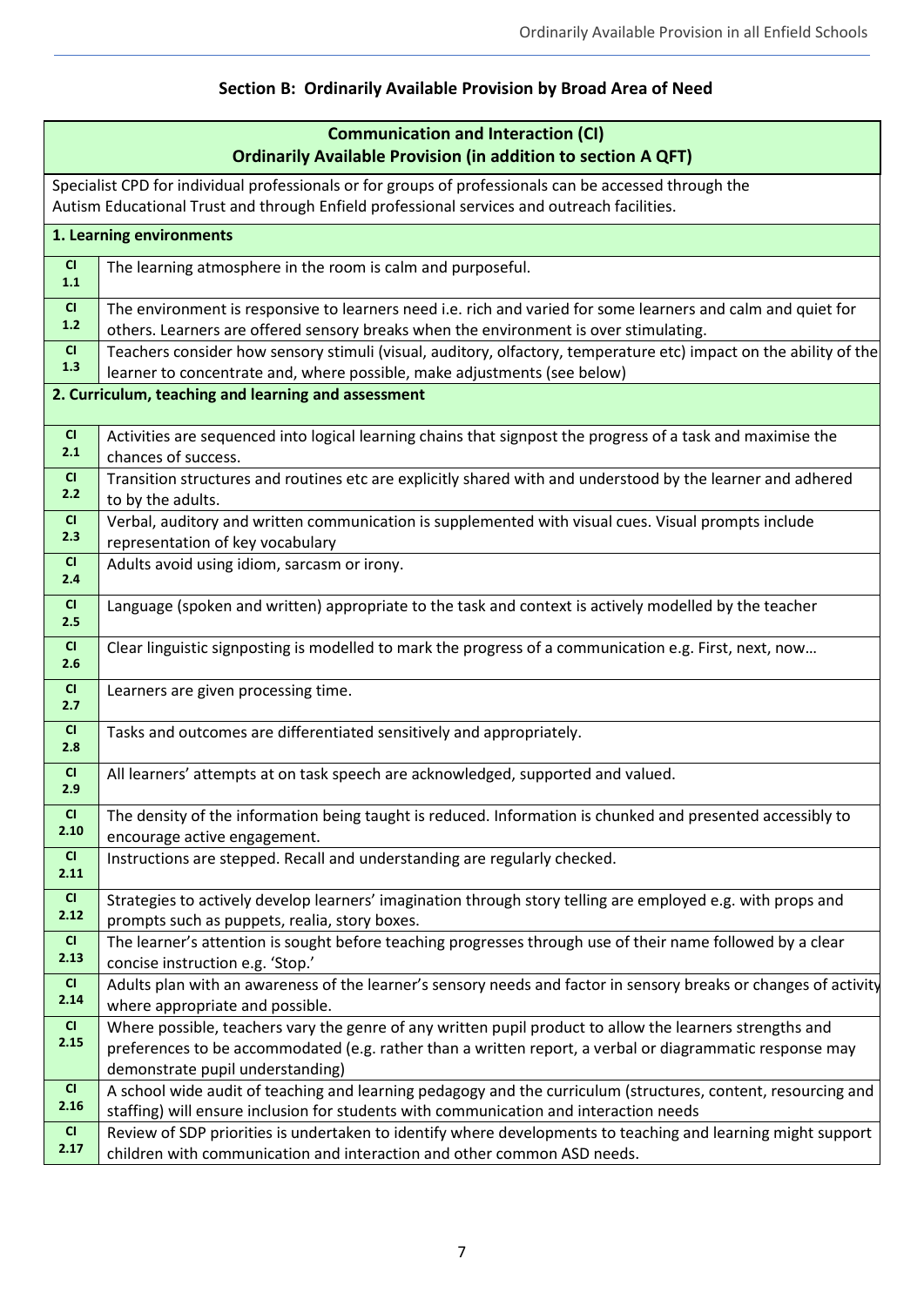## Section B: Ordinarily Available Provision by Broad Area of Need

| Communication and Interaction (CI) Ordinarily Available Provision (in addition to section A QFT) | |
|---|---|
| Specialist CPD for individual professionals or for groups of professionals can be accessed through the Autism Educational Trust and through Enfield professional services and outreach facilities. | |
| **1. Learning environments** | |
| **CI 1.1** | The learning atmosphere in the room is calm and purposeful. |
| **CI 1.2** | The environment is responsive to learners need i.e. rich and varied for some learners and calm and quiet for others. Learners are offered sensory breaks when the environment is over stimulating. |
| **CI 1.3** | Teachers consider how sensory stimuli (visual, auditory, olfactory, temperature etc) impact on the ability of the learner to concentrate and, where possible, make adjustments (see below) |
| **2. Curriculum, teaching and learning and assessment** | |
| **CI 2.1** | Activities are sequenced into logical learning chains that signpost the progress of a task and maximise the chances of success. |
| **CI 2.2** | Transition structures and routines etc are explicitly shared with and understood by the learner and adhered to by the adults. |
| **CI 2.3** | Verbal, auditory and written communication is supplemented with visual cues. Visual prompts include representation of key vocabulary |
| **CI 2.4** | Adults avoid using idiom, sarcasm or irony. |
| **CI 2.5** | Language (spoken and written) appropriate to the task and context is actively modelled by the teacher |
| **CI 2.6** | Clear linguistic signposting is modelled to mark the progress of a communication e.g. First, next, now… |
| **CI 2.7** | Learners are given processing time. |
| **CI 2.8** | Tasks and outcomes are differentiated sensitively and appropriately. |
| **CI 2.9** | All learners' attempts at on task speech are acknowledged, supported and valued. |
| **CI 2.10** | The density of the information being taught is reduced. Information is chunked and presented accessibly to encourage active engagement. |
| **CI 2.11** | Instructions are stepped. Recall and understanding are regularly checked. |
| **CI 2.12** | Strategies to actively develop learners' imagination through story telling are employed e.g. with props and prompts such as puppets, realia, story boxes. |
| **CI 2.13** | The learner's attention is sought before teaching progresses through use of their name followed by a clear concise instruction e.g. 'Stop.' |
| **CI 2.14** | Adults plan with an awareness of the learner's sensory needs and factor in sensory breaks or changes of activity where appropriate and possible. |
| **CI 2.15** | Where possible, teachers vary the genre of any written pupil product to allow the learners strengths and preferences to be accommodated (e.g. rather than a written report, a verbal or diagrammatic response may demonstrate pupil understanding) |
| **CI 2.16** | A school wide audit of teaching and learning pedagogy and the curriculum (structures, content, resourcing and staffing) will ensure inclusion for students with communication and interaction needs |
| **CI 2.17** | Review of SDP priorities is undertaken to identify where developments to teaching and learning might support children with communication and interaction and other common ASD needs. |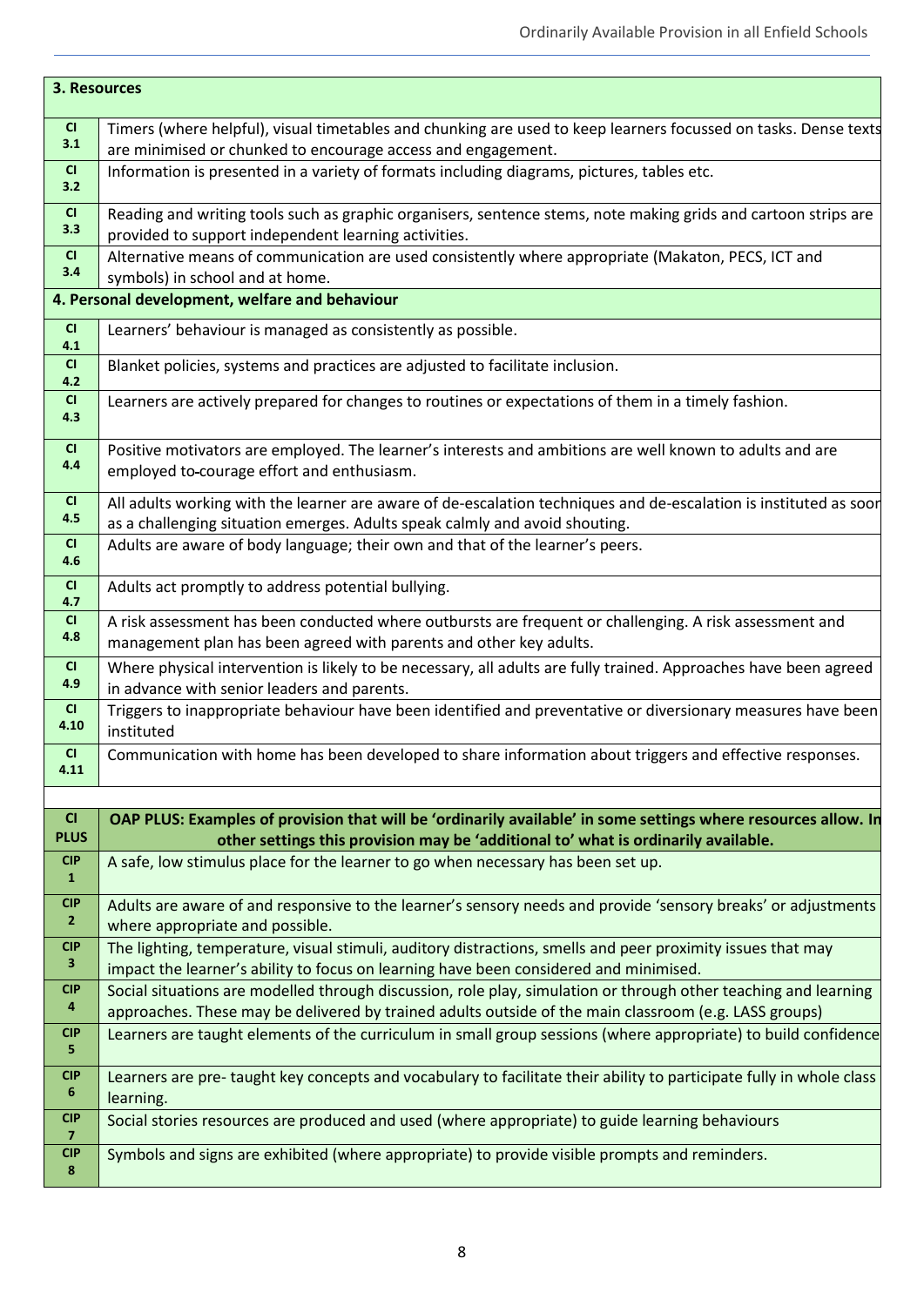| 3. Resources | |
|---|---|
| CI 3.1 | Timers (where helpful), visual timetables and chunking are used to keep learners focussed on tasks. Dense texts are minimised or chunked to encourage access and engagement. |
| CI 3.2 | Information is presented in a variety of formats including diagrams, pictures, tables etc. |
| CI 3.3 | Reading and writing tools such as graphic organisers, sentence stems, note making grids and cartoon strips are provided to support independent learning activities. |
| CI 3.4 | Alternative means of communication are used consistently where appropriate (Makaton, PECS, ICT and symbols) in school and at home. |
| **4. Personal development, welfare and behaviour** | |
| CI 4.1 | Learners' behaviour is managed as consistently as possible. |
| CI 4.2 | Blanket policies, systems and practices are adjusted to facilitate inclusion. |
| CI 4.3 | Learners are actively prepared for changes to routines or expectations of them in a timely fashion. |
| CI 4.4 | Positive motivators are employed. The learner's interests and ambitions are well known to adults and are employed to-courage effort and enthusiasm. |
| CI 4.5 | All adults working with the learner are aware of de-escalation techniques and de-escalation is instituted as soon as a challenging situation emerges. Adults speak calmly and avoid shouting. |
| CI 4.6 | Adults are aware of body language; their own and that of the learner's peers. |
| CI 4.7 | Adults act promptly to address potential bullying. |
| CI 4.8 | A risk assessment has been conducted where outbursts are frequent or challenging. A risk assessment and management plan has been agreed with parents and other key adults. |
| CI 4.9 | Where physical intervention is likely to be necessary, all adults are fully trained. Approaches have been agreed in advance with senior leaders and parents. |
| CI 4.10 | Triggers to inappropriate behaviour have been identified and preventative or diversionary measures have been instituted |
| CI 4.11 | Communication with home has been developed to share information about triggers and effective responses. |

| CI PLUS | OAP PLUS: Examples of provision that will be 'ordinarily available' in some settings where resources allow. In other settings this provision may be 'additional to' what is ordinarily available. |
|---|---|
| CIP 1 | A safe, low stimulus place for the learner to go when necessary has been set up. |
| CIP 2 | Adults are aware of and responsive to the learner's sensory needs and provide 'sensory breaks' or adjustments where appropriate and possible. |
| CIP 3 | The lighting, temperature, visual stimuli, auditory distractions, smells and peer proximity issues that may impact the learner's ability to focus on learning have been considered and minimised. |
| CIP 4 | Social situations are modelled through discussion, role play, simulation or through other teaching and learning approaches. These may be delivered by trained adults outside of the main classroom (e.g. LASS groups) |
| CIP 5 | Learners are taught elements of the curriculum in small group sessions (where appropriate) to build confidence |
| CIP 6 | Learners are pre- taught key concepts and vocabulary to facilitate their ability to participate fully in whole class learning. |
| CIP 7 | Social stories resources are produced and used (where appropriate) to guide learning behaviours |
| CIP 8 | Symbols and signs are exhibited (where appropriate) to provide visible prompts and reminders. |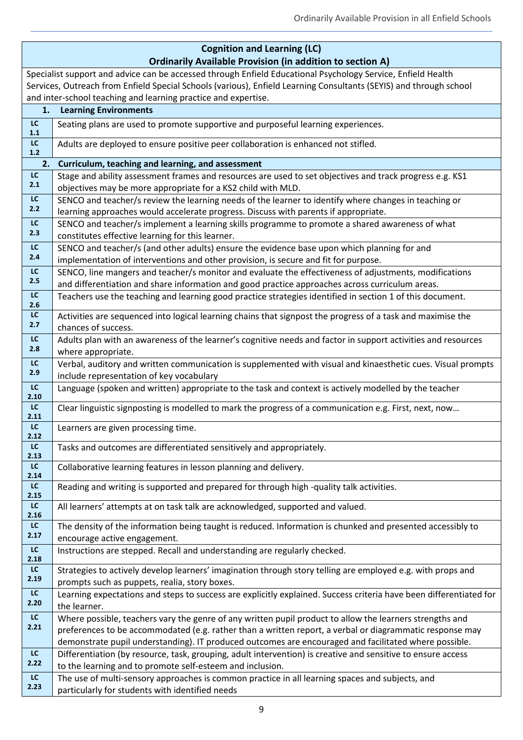| Cognition and Learning (LC) Ordinarily Available Provision (in addition to section A) | |
|---|---|
| Specialist support and advice can be accessed through Enfield Educational Psychology Service, Enfield Health Services, Outreach from Enfield Special Schools (various), Enfield Learning Consultants (SEYIS) and through school and inter-school teaching and learning practice and expertise. | |
| **1. Learning Environments** | |
| LC 1.1 | Seating plans are used to promote supportive and purposeful learning experiences. |
| LC 1.2 | Adults are deployed to ensure positive peer collaboration is enhanced not stifled. |
| **2. Curriculum, teaching and learning, and assessment** | |
| LC 2.1 | Stage and ability assessment frames and resources are used to set objectives and track progress e.g. KS1 objectives may be more appropriate for a KS2 child with MLD. |
| LC 2.2 | SENCO and teacher/s review the learning needs of the learner to identify where changes in teaching or learning approaches would accelerate progress. Discuss with parents if appropriate. |
| LC 2.3 | SENCO and teacher/s implement a learning skills programme to promote a shared awareness of what constitutes effective learning for this learner. |
| LC 2.4 | SENCO and teacher/s (and other adults) ensure the evidence base upon which planning for and implementation of interventions and other provision, is secure and fit for purpose. |
| LC 2.5 | SENCO, line mangers and teacher/s monitor and evaluate the effectiveness of adjustments, modifications and differentiation and share information and good practice approaches across curriculum areas. |
| LC 2.6 | Teachers use the teaching and learning good practice strategies identified in section 1 of this document. |
| LC 2.7 | Activities are sequenced into logical learning chains that signpost the progress of a task and maximise the chances of success. |
| LC 2.8 | Adults plan with an awareness of the learner's cognitive needs and factor in support activities and resources where appropriate. |
| LC 2.9 | Verbal, auditory and written communication is supplemented with visual and kinaesthetic cues. Visual prompts include representation of key vocabulary |
| LC 2.10 | Language (spoken and written) appropriate to the task and context is actively modelled by the teacher |
| LC 2.11 | Clear linguistic signposting is modelled to mark the progress of a communication e.g. First, next, now… |
| LC 2.12 | Learners are given processing time. |
| LC 2.13 | Tasks and outcomes are differentiated sensitively and appropriately. |
| LC 2.14 | Collaborative learning features in lesson planning and delivery. |
| LC 2.15 | Reading and writing is supported and prepared for through high -quality talk activities. |
| LC 2.16 | All learners' attempts at on task talk are acknowledged, supported and valued. |
| LC 2.17 | The density of the information being taught is reduced. Information is chunked and presented accessibly to encourage active engagement. |
| LC 2.18 | Instructions are stepped. Recall and understanding are regularly checked. |
| LC 2.19 | Strategies to actively develop learners' imagination through story telling are employed e.g. with props and prompts such as puppets, realia, story boxes. |
| LC 2.20 | Learning expectations and steps to success are explicitly explained. Success criteria have been differentiated for the learner. |
| LC 2.21 | Where possible, teachers vary the genre of any written pupil product to allow the learners strengths and preferences to be accommodated (e.g. rather than a written report, a verbal or diagrammatic response may demonstrate pupil understanding). IT produced outcomes are encouraged and facilitated where possible. |
| LC 2.22 | Differentiation (by resource, task, grouping, adult intervention) is creative and sensitive to ensure access to the learning and to promote self-esteem and inclusion. |
| LC 2.23 | The use of multi-sensory approaches is common practice in all learning spaces and subjects, and particularly for students with identified needs |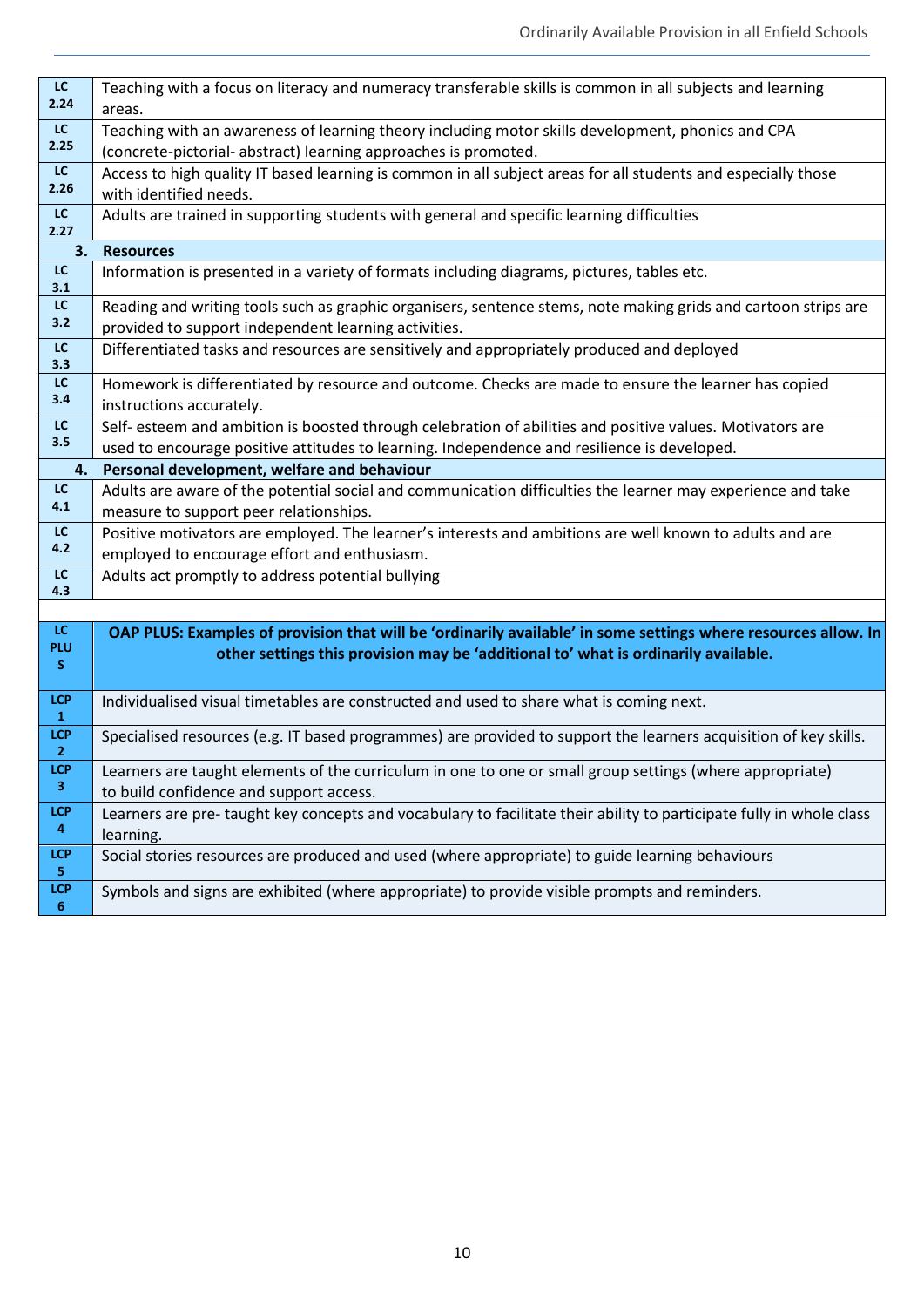| | |
|---|---|
| LC 2.24 | Teaching with a focus on literacy and numeracy transferable skills is common in all subjects and learning areas. |
| LC 2.25 | Teaching with an awareness of learning theory including motor skills development, phonics and CPA (concrete-pictorial- abstract) learning approaches is promoted. |
| LC 2.26 | Access to high quality IT based learning is common in all subject areas for all students and especially those with identified needs. |
| LC 2.27 | Adults are trained in supporting students with general and specific learning difficulties |
| **3.** | **Resources** |
| LC 3.1 | Information is presented in a variety of formats including diagrams, pictures, tables etc. |
| LC 3.2 | Reading and writing tools such as graphic organisers, sentence stems, note making grids and cartoon strips are provided to support independent learning activities. |
| LC 3.3 | Differentiated tasks and resources are sensitively and appropriately produced and deployed |
| LC 3.4 | Homework is differentiated by resource and outcome. Checks are made to ensure the learner has copied instructions accurately. |
| LC 3.5 | Self- esteem and ambition is boosted through celebration of abilities and positive values. Motivators are used to encourage positive attitudes to learning. Independence and resilience is developed. |
| **4.** | **Personal development, welfare and behaviour** |
| LC 4.1 | Adults are aware of the potential social and communication difficulties the learner may experience and take measure to support peer relationships. |
| LC 4.2 | Positive motivators are employed. The learner's interests and ambitions are well known to adults and are employed to encourage effort and enthusiasm. |
| LC 4.3 | Adults act promptly to address potential bullying |

| | |
|---|---|
| **LC PLUS** | **OAP PLUS: Examples of provision that will be 'ordinarily available' in some settings where resources allow. In other settings this provision may be 'additional to' what is ordinarily available.** |
| LCP 1 | Individualised visual timetables are constructed and used to share what is coming next. |
| LCP 2 | Specialised resources (e.g. IT based programmes) are provided to support the learners acquisition of key skills. |
| LCP 3 | Learners are taught elements of the curriculum in one to one or small group settings (where appropriate) to build confidence and support access. |
| LCP 4 | Learners are pre- taught key concepts and vocabulary to facilitate their ability to participate fully in whole class learning. |
| LCP 5 | Social stories resources are produced and used (where appropriate) to guide learning behaviours |
| LCP 6 | Symbols and signs are exhibited (where appropriate) to provide visible prompts and reminders. |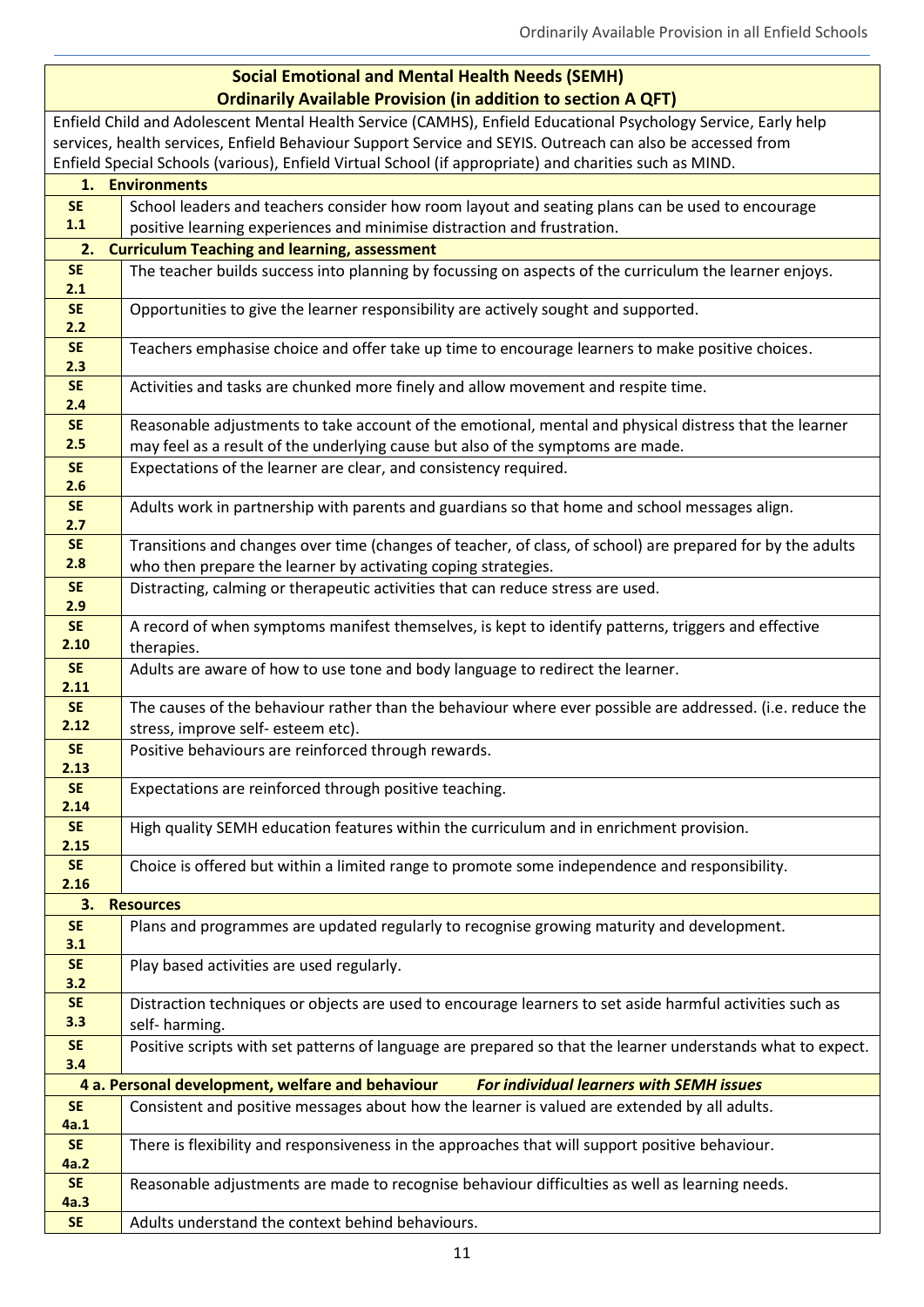| **Social Emotional and Mental Health Needs (SEMH)**<br>**Ordinarily Available Provision (in addition to section A QFT)** | |
|---|---|
| Enfield Child and Adolescent Mental Health Service (CAMHS), Enfield Educational Psychology Service, Early help services, health services, Enfield Behaviour Support Service and SEYIS. Outreach can also be accessed from Enfield Special Schools (various), Enfield Virtual School (if appropriate) and charities such as MIND. | |
| **1. Environments** | |
| **SE 1.1** | School leaders and teachers consider how room layout and seating plans can be used to encourage positive learning experiences and minimise distraction and frustration. |
| **2. Curriculum Teaching and learning, assessment** | |
| **SE 2.1** | The teacher builds success into planning by focussing on aspects of the curriculum the learner enjoys. |
| **SE 2.2** | Opportunities to give the learner responsibility are actively sought and supported. |
| **SE 2.3** | Teachers emphasise choice and offer take up time to encourage learners to make positive choices. |
| **SE 2.4** | Activities and tasks are chunked more finely and allow movement and respite time. |
| **SE 2.5** | Reasonable adjustments to take account of the emotional, mental and physical distress that the learner may feel as a result of the underlying cause but also of the symptoms are made. |
| **SE 2.6** | Expectations of the learner are clear, and consistency required. |
| **SE 2.7** | Adults work in partnership with parents and guardians so that home and school messages align. |
| **SE 2.8** | Transitions and changes over time (changes of teacher, of class, of school) are prepared for by the adults who then prepare the learner by activating coping strategies. |
| **SE 2.9** | Distracting, calming or therapeutic activities that can reduce stress are used. |
| **SE 2.10** | A record of when symptoms manifest themselves, is kept to identify patterns, triggers and effective therapies. |
| **SE 2.11** | Adults are aware of how to use tone and body language to redirect the learner. |
| **SE 2.12** | The causes of the behaviour rather than the behaviour where ever possible are addressed. (i.e. reduce the stress, improve self- esteem etc). |
| **SE 2.13** | Positive behaviours are reinforced through rewards. |
| **SE 2.14** | Expectations are reinforced through positive teaching. |
| **SE 2.15** | High quality SEMH education features within the curriculum and in enrichment provision. |
| **SE 2.16** | Choice is offered but within a limited range to promote some independence and responsibility. |
| **3. Resources** | |
| **SE 3.1** | Plans and programmes are updated regularly to recognise growing maturity and development. |
| **SE 3.2** | Play based activities are used regularly. |
| **SE 3.3** | Distraction techniques or objects are used to encourage learners to set aside harmful activities such as self- harming. |
| **SE 3.4** | Positive scripts with set patterns of language are prepared so that the learner understands what to expect. |
| **4 a. Personal development, welfare and behaviour** ***For individual learners with SEMH issues*** | |
| **SE 4a.1** | Consistent and positive messages about how the learner is valued are extended by all adults. |
| **SE 4a.2** | There is flexibility and responsiveness in the approaches that will support positive behaviour. |
| **SE 4a.3** | Reasonable adjustments are made to recognise behaviour difficulties as well as learning needs. |
| **SE** | Adults understand the context behind behaviours. |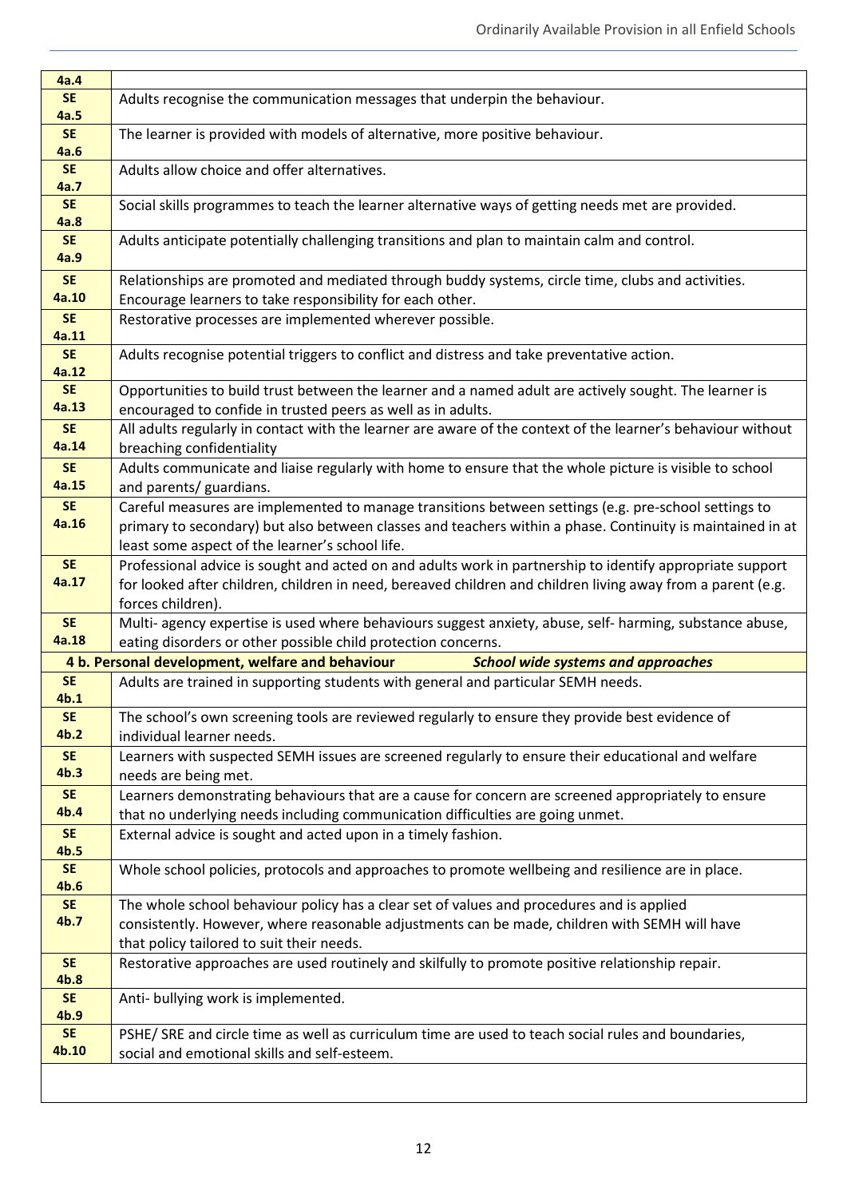| | |
|---|---|
| 4a.4 | |
| SE 4a.5 | Adults recognise the communication messages that underpin the behaviour. |
| SE 4a.6 | The learner is provided with models of alternative, more positive behaviour. |
| SE 4a.7 | Adults allow choice and offer alternatives. |
| SE 4a.8 | Social skills programmes to teach the learner alternative ways of getting needs met are provided. |
| SE 4a.9 | Adults anticipate potentially challenging transitions and plan to maintain calm and control. |
| SE 4a.10 | Relationships are promoted and mediated through buddy systems, circle time, clubs and activities. Encourage learners to take responsibility for each other. |
| SE 4a.11 | Restorative processes are implemented wherever possible. |
| SE 4a.12 | Adults recognise potential triggers to conflict and distress and take preventative action. |
| SE 4a.13 | Opportunities to build trust between the learner and a named adult are actively sought. The learner is encouraged to confide in trusted peers as well as in adults. |
| SE 4a.14 | All adults regularly in contact with the learner are aware of the context of the learner's behaviour without breaching confidentiality |
| SE 4a.15 | Adults communicate and liaise regularly with home to ensure that the whole picture is visible to school and parents/ guardians. |
| SE 4a.16 | Careful measures are implemented to manage transitions between settings (e.g. pre-school settings to primary to secondary) but also between classes and teachers within a phase. Continuity is maintained in at least some aspect of the learner's school life. |
| SE 4a.17 | Professional advice is sought and acted on and adults work in partnership to identify appropriate support for looked after children, children in need, bereaved children and children living away from a parent (e.g. forces children). |
| SE 4a.18 | Multi- agency expertise is used where behaviours suggest anxiety, abuse, self- harming, substance abuse, eating disorders or other possible child protection concerns. |
| **4 b. Personal development, welfare and behaviour** | ***School wide systems and approaches*** |
| SE 4b.1 | Adults are trained in supporting students with general and particular SEMH needs. |
| SE 4b.2 | The school's own screening tools are reviewed regularly to ensure they provide best evidence of individual learner needs. |
| SE 4b.3 | Learners with suspected SEMH issues are screened regularly to ensure their educational and welfare needs are being met. |
| SE 4b.4 | Learners demonstrating behaviours that are a cause for concern are screened appropriately to ensure that no underlying needs including communication difficulties are going unmet. |
| SE 4b.5 | External advice is sought and acted upon in a timely fashion. |
| SE 4b.6 | Whole school policies, protocols and approaches to promote wellbeing and resilience are in place. |
| SE 4b.7 | The whole school behaviour policy has a clear set of values and procedures and is applied consistently. However, where reasonable adjustments can be made, children with SEMH will have that policy tailored to suit their needs. |
| SE 4b.8 | Restorative approaches are used routinely and skilfully to promote positive relationship repair. |
| SE 4b.9 | Anti- bullying work is implemented. |
| SE 4b.10 | PSHE/ SRE and circle time as well as curriculum time are used to teach social rules and boundaries, social and emotional skills and self-esteem. |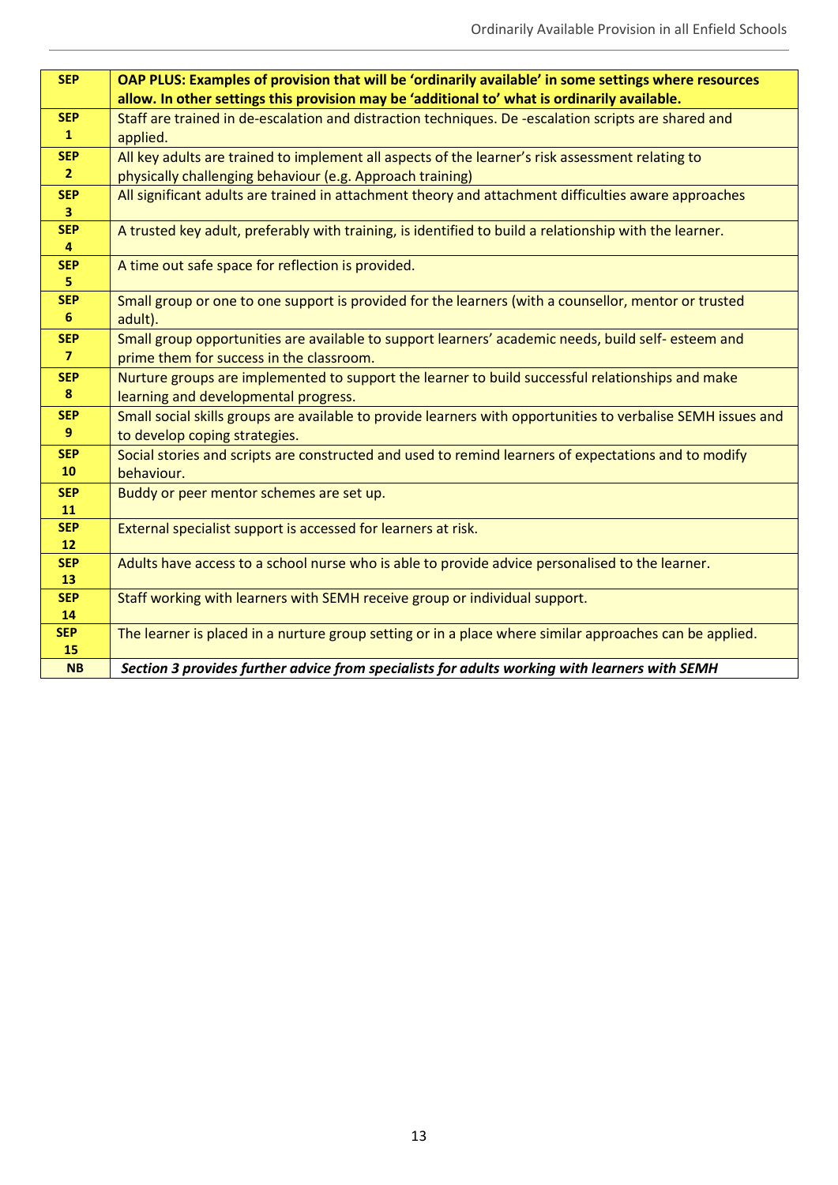| SEP | OAP PLUS: Examples of provision that will be 'ordinarily available' in some settings where resources allow. In other settings this provision may be 'additional to' what is ordinarily available. |
|---|---|
| **SEP 1** | Staff are trained in de-escalation and distraction techniques. De -escalation scripts are shared and applied. |
| **SEP 2** | All key adults are trained to implement all aspects of the learner's risk assessment relating to physically challenging behaviour (e.g. Approach training) |
| **SEP 3** | All significant adults are trained in attachment theory and attachment difficulties aware approaches |
| **SEP 4** | A trusted key adult, preferably with training, is identified to build a relationship with the learner. |
| **SEP 5** | A time out safe space for reflection is provided. |
| **SEP 6** | Small group or one to one support is provided for the learners (with a counsellor, mentor or trusted adult). |
| **SEP 7** | Small group opportunities are available to support learners' academic needs, build self- esteem and prime them for success in the classroom. |
| **SEP 8** | Nurture groups are implemented to support the learner to build successful relationships and make learning and developmental progress. |
| **SEP 9** | Small social skills groups are available to provide learners with opportunities to verbalise SEMH issues and to develop coping strategies. |
| **SEP 10** | Social stories and scripts are constructed and used to remind learners of expectations and to modify behaviour. |
| **SEP 11** | Buddy or peer mentor schemes are set up. |
| **SEP 12** | External specialist support is accessed for learners at risk. |
| **SEP 13** | Adults have access to a school nurse who is able to provide advice personalised to the learner. |
| **SEP 14** | Staff working with learners with SEMH receive group or individual support. |
| **SEP 15** | The learner is placed in a nurture group setting or in a place where similar approaches can be applied. |
| **NB** | ***Section 3 provides further advice from specialists for adults working with learners with SEMH*** |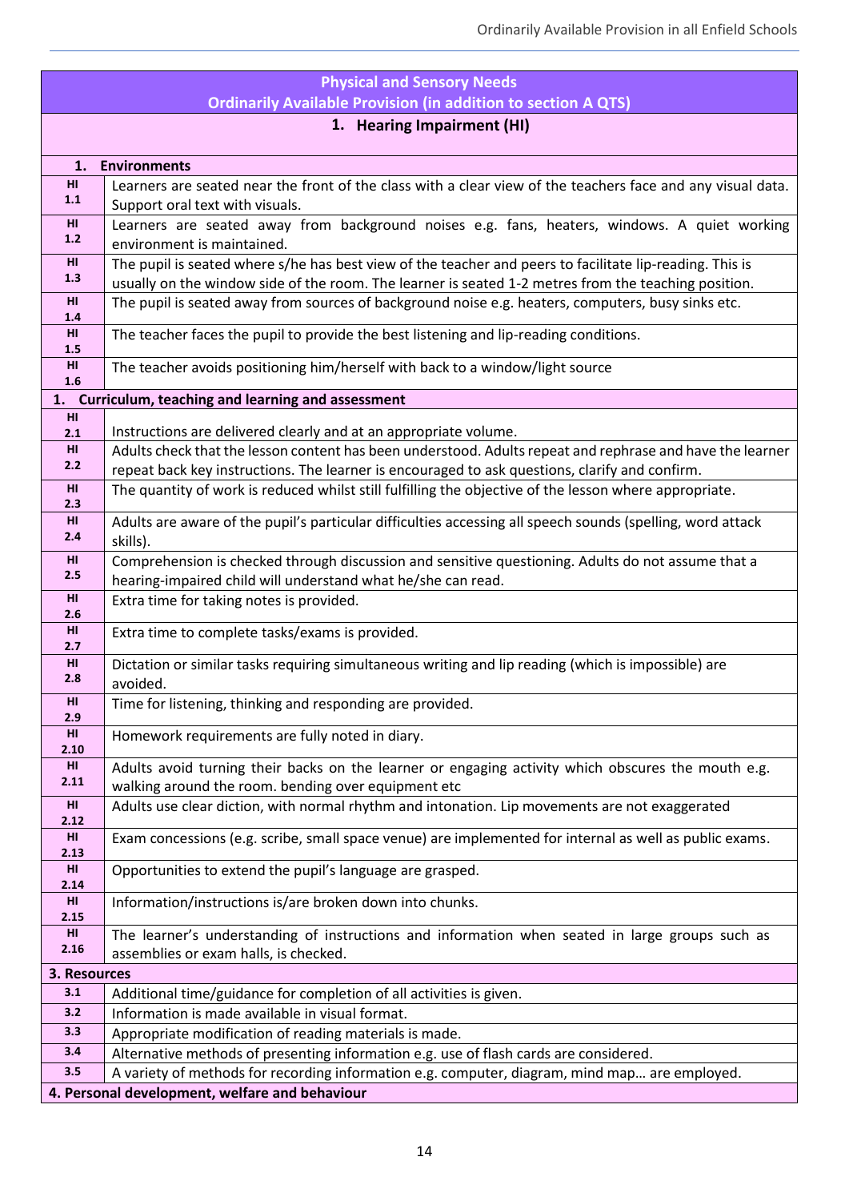| Physical and Sensory Needs<br>Ordinarily Available Provision (in addition to section A QTS) | |
|---|---|
| **1. Hearing Impairment (HI)** | |
| **1. Environments** | |
| HI 1.1 | Learners are seated near the front of the class with a clear view of the teachers face and any visual data. Support oral text with visuals. |
| HI 1.2 | Learners are seated away from background noises e.g. fans, heaters, windows. A quiet working environment is maintained. |
| HI 1.3 | The pupil is seated where s/he has best view of the teacher and peers to facilitate lip-reading. This is usually on the window side of the room. The learner is seated 1-2 metres from the teaching position. |
| HI 1.4 | The pupil is seated away from sources of background noise e.g. heaters, computers, busy sinks etc. |
| HI 1.5 | The teacher faces the pupil to provide the best listening and lip-reading conditions. |
| HI 1.6 | The teacher avoids positioning him/herself with back to a window/light source |
| **1. Curriculum, teaching and learning and assessment** | |
| HI 2.1 | Instructions are delivered clearly and at an appropriate volume. |
| HI 2.2 | Adults check that the lesson content has been understood. Adults repeat and rephrase and have the learner repeat back key instructions. The learner is encouraged to ask questions, clarify and confirm. |
| HI 2.3 | The quantity of work is reduced whilst still fulfilling the objective of the lesson where appropriate. |
| HI 2.4 | Adults are aware of the pupil's particular difficulties accessing all speech sounds (spelling, word attack skills). |
| HI 2.5 | Comprehension is checked through discussion and sensitive questioning. Adults do not assume that a hearing-impaired child will understand what he/she can read. |
| HI 2.6 | Extra time for taking notes is provided. |
| HI 2.7 | Extra time to complete tasks/exams is provided. |
| HI 2.8 | Dictation or similar tasks requiring simultaneous writing and lip reading (which is impossible) are avoided. |
| HI 2.9 | Time for listening, thinking and responding are provided. |
| HI 2.10 | Homework requirements are fully noted in diary. |
| HI 2.11 | Adults avoid turning their backs on the learner or engaging activity which obscures the mouth e.g. walking around the room. bending over equipment etc |
| HI 2.12 | Adults use clear diction, with normal rhythm and intonation. Lip movements are not exaggerated |
| HI 2.13 | Exam concessions (e.g. scribe, small space venue) are implemented for internal as well as public exams. |
| HI 2.14 | Opportunities to extend the pupil's language are grasped. |
| HI 2.15 | Information/instructions is/are broken down into chunks. |
| HI 2.16 | The learner's understanding of instructions and information when seated in large groups such as assemblies or exam halls, is checked. |
| **3. Resources** | |
| 3.1 | Additional time/guidance for completion of all activities is given. |
| 3.2 | Information is made available in visual format. |
| 3.3 | Appropriate modification of reading materials is made. |
| 3.4 | Alternative methods of presenting information e.g. use of flash cards are considered. |
| 3.5 | A variety of methods for recording information e.g. computer, diagram, mind map… are employed. |
| **4. Personal development, welfare and behaviour** | |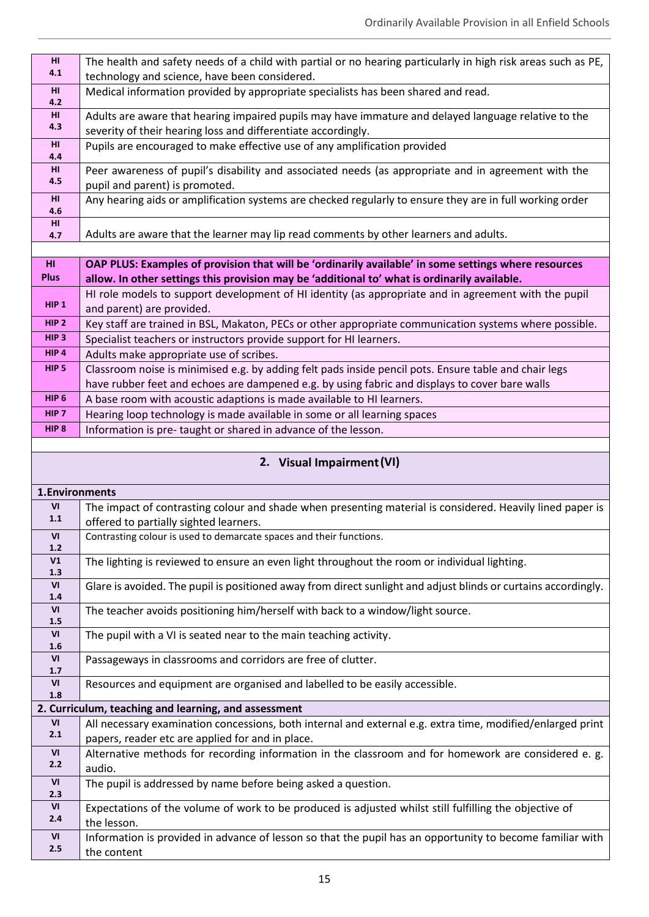| | |
|---|---|
| HI 4.1 | The health and safety needs of a child with partial or no hearing particularly in high risk areas such as PE, technology and science, have been considered. |
| HI 4.2 | Medical information provided by appropriate specialists has been shared and read. |
| HI 4.3 | Adults are aware that hearing impaired pupils may have immature and delayed language relative to the severity of their hearing loss and differentiate accordingly. |
| HI 4.4 | Pupils are encouraged to make effective use of any amplification provided |
| HI 4.5 | Peer awareness of pupil's disability and associated needs (as appropriate and in agreement with the pupil and parent) is promoted. |
| HI 4.6 | Any hearing aids or amplification systems are checked regularly to ensure they are in full working order |
| HI 4.7 | Adults are aware that the learner may lip read comments by other learners and adults. |

| | |
|---|---|
| **HI Plus** | **OAP PLUS: Examples of provision that will be 'ordinarily available' in some settings where resources allow. In other settings this provision may be 'additional to' what is ordinarily available.** |
| HIP 1 | HI role models to support development of HI identity (as appropriate and in agreement with the pupil and parent) are provided. |
| HIP 2 | Key staff are trained in BSL, Makaton, PECs or other appropriate communication systems where possible. |
| HIP 3 | Specialist teachers or instructors provide support for HI learners. |
| HIP 4 | Adults make appropriate use of scribes. |
| HIP 5 | Classroom noise is minimised e.g. by adding felt pads inside pencil pots. Ensure table and chair legs have rubber feet and echoes are dampened e.g. by using fabric and displays to cover bare walls |
| HIP 6 | A base room with acoustic adaptions is made available to HI learners. |
| HIP 7 | Hearing loop technology is made available in some or all learning spaces |
| HIP 8 | Information is pre- taught or shared in advance of the lesson. |

## 2. Visual Impairment (VI)

| | |
|---|---|
| **1.Environments** | |
| VI 1.1 | The impact of contrasting colour and shade when presenting material is considered. Heavily lined paper is offered to partially sighted learners. |
| VI 1.2 | Contrasting colour is used to demarcate spaces and their functions. |
| V1 1.3 | The lighting is reviewed to ensure an even light throughout the room or individual lighting. |
| VI 1.4 | Glare is avoided. The pupil is positioned away from direct sunlight and adjust blinds or curtains accordingly. |
| VI 1.5 | The teacher avoids positioning him/herself with back to a window/light source. |
| VI 1.6 | The pupil with a VI is seated near to the main teaching activity. |
| VI 1.7 | Passageways in classrooms and corridors are free of clutter. |
| VI 1.8 | Resources and equipment are organised and labelled to be easily accessible. |
| **2. Curriculum, teaching and learning, and assessment** | |
| VI 2.1 | All necessary examination concessions, both internal and external e.g. extra time, modified/enlarged print papers, reader etc are applied for and in place. |
| VI 2.2 | Alternative methods for recording information in the classroom and for homework are considered e. g. audio. |
| VI 2.3 | The pupil is addressed by name before being asked a question. |
| VI 2.4 | Expectations of the volume of work to be produced is adjusted whilst still fulfilling the objective of the lesson. |
| VI 2.5 | Information is provided in advance of lesson so that the pupil has an opportunity to become familiar with the content |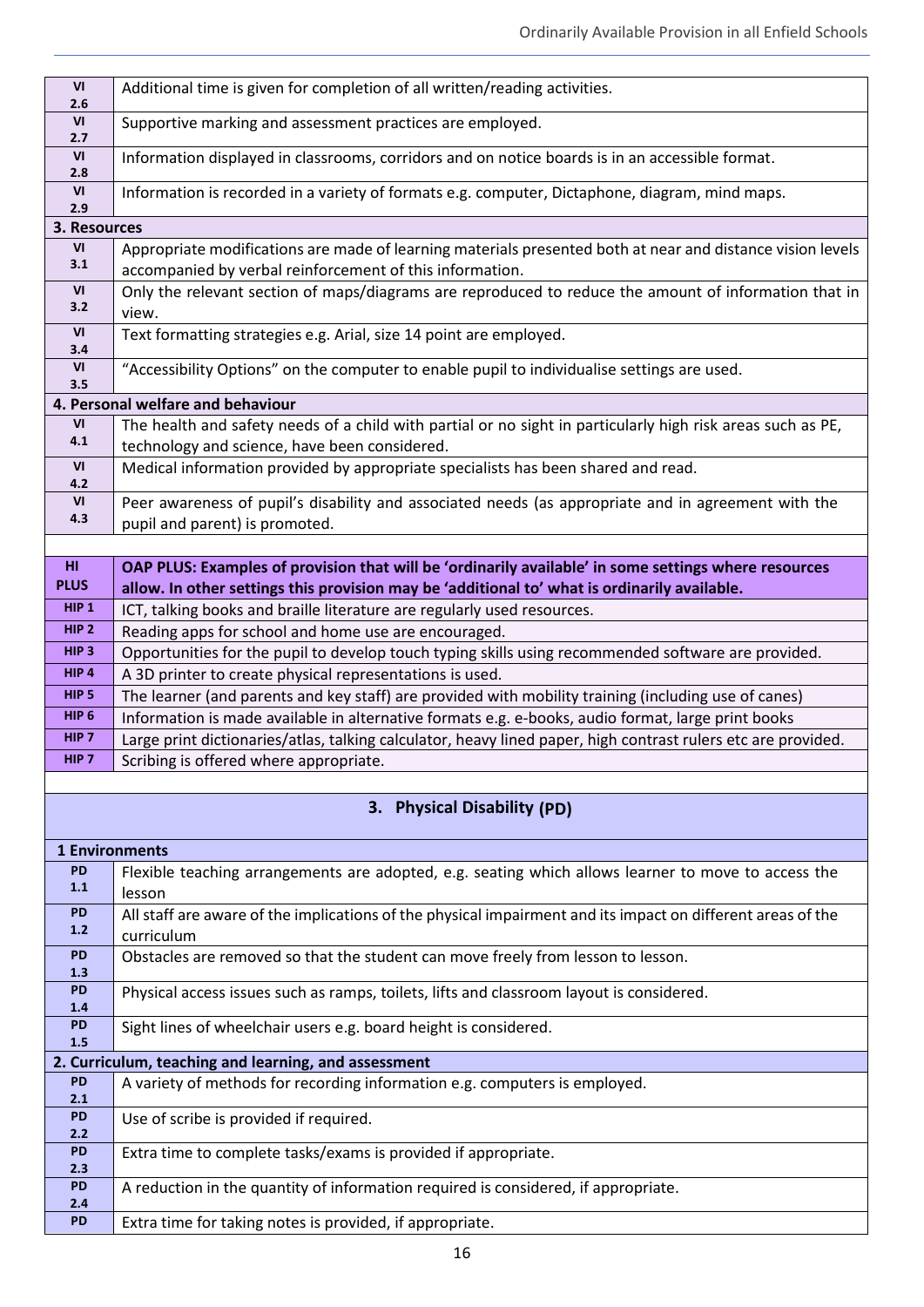| | |
|---|---|
| VI 2.6 | Additional time is given for completion of all written/reading activities. |
| VI 2.7 | Supportive marking and assessment practices are employed. |
| VI 2.8 | Information displayed in classrooms, corridors and on notice boards is in an accessible format. |
| VI 2.9 | Information is recorded in a variety of formats e.g. computer, Dictaphone, diagram, mind maps. |
| **3. Resources** | |
| VI 3.1 | Appropriate modifications are made of learning materials presented both at near and distance vision levels accompanied by verbal reinforcement of this information. |
| VI 3.2 | Only the relevant section of maps/diagrams are reproduced to reduce the amount of information that in view. |
| VI 3.4 | Text formatting strategies e.g. Arial, size 14 point are employed. |
| VI 3.5 | "Accessibility Options" on the computer to enable pupil to individualise settings are used. |
| **4. Personal welfare and behaviour** | |
| VI 4.1 | The health and safety needs of a child with partial or no sight in particularly high risk areas such as PE, technology and science, have been considered. |
| VI 4.2 | Medical information provided by appropriate specialists has been shared and read. |
| VI 4.3 | Peer awareness of pupil's disability and associated needs (as appropriate and in agreement with the pupil and parent) is promoted. |

| **HI PLUS** | **OAP PLUS: Examples of provision that will be 'ordinarily available' in some settings where resources allow. In other settings this provision may be 'additional to' what is ordinarily available.** |
|---|---|
| HIP 1 | ICT, talking books and braille literature are regularly used resources. |
| HIP 2 | Reading apps for school and home use are encouraged. |
| HIP 3 | Opportunities for the pupil to develop touch typing skills using recommended software are provided. |
| HIP 4 | A 3D printer to create physical representations is used. |
| HIP 5 | The learner (and parents and key staff) are provided with mobility training (including use of canes) |
| HIP 6 | Information is made available in alternative formats e.g. e-books, audio format, large print books |
| HIP 7 | Large print dictionaries/atlas, talking calculator, heavy lined paper, high contrast rulers etc are provided. |
| HIP 7 | Scribing is offered where appropriate. |

## 3. Physical Disability (PD)

| | |
|---|---|
| **1 Environments** | |
| PD 1.1 | Flexible teaching arrangements are adopted, e.g. seating which allows learner to move to access the lesson |
| PD 1.2 | All staff are aware of the implications of the physical impairment and its impact on different areas of the curriculum |
| PD 1.3 | Obstacles are removed so that the student can move freely from lesson to lesson. |
| PD 1.4 | Physical access issues such as ramps, toilets, lifts and classroom layout is considered. |
| PD 1.5 | Sight lines of wheelchair users e.g. board height is considered. |
| **2. Curriculum, teaching and learning, and assessment** | |
| PD 2.1 | A variety of methods for recording information e.g. computers is employed. |
| PD 2.2 | Use of scribe is provided if required. |
| PD 2.3 | Extra time to complete tasks/exams is provided if appropriate. |
| PD 2.4 | A reduction in the quantity of information required is considered, if appropriate. |
| PD | Extra time for taking notes is provided, if appropriate. |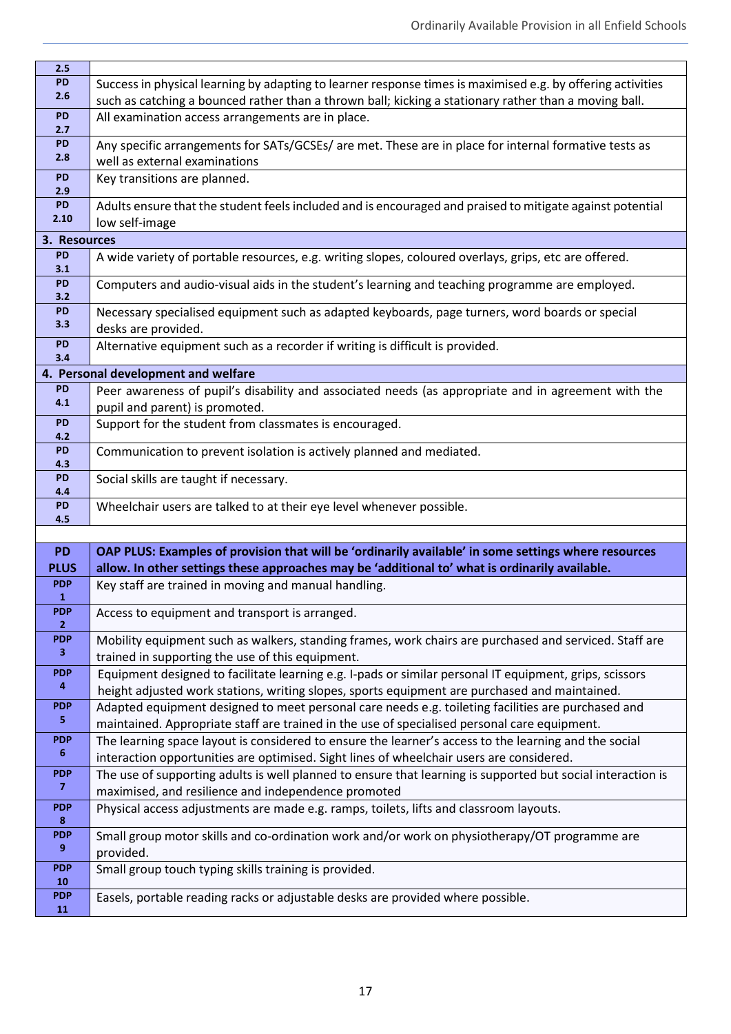| | |
|---|---|
| 2.5 | |
| PD 2.6 | Success in physical learning by adapting to learner response times is maximised e.g. by offering activities such as catching a bounced rather than a thrown ball; kicking a stationary rather than a moving ball. |
| PD 2.7 | All examination access arrangements are in place. |
| PD 2.8 | Any specific arrangements for SATs/GCSEs/ are met. These are in place for internal formative tests as well as external examinations |
| PD 2.9 | Key transitions are planned. |
| PD 2.10 | Adults ensure that the student feels included and is encouraged and praised to mitigate against potential low self-image |
| **3. Resources** | |
| PD 3.1 | A wide variety of portable resources, e.g. writing slopes, coloured overlays, grips, etc are offered. |
| PD 3.2 | Computers and audio-visual aids in the student's learning and teaching programme are employed. |
| PD 3.3 | Necessary specialised equipment such as adapted keyboards, page turners, word boards or special desks are provided. |
| PD 3.4 | Alternative equipment such as a recorder if writing is difficult is provided. |
| **4. Personal development and welfare** | |
| PD 4.1 | Peer awareness of pupil's disability and associated needs (as appropriate and in agreement with the pupil and parent) is promoted. |
| PD 4.2 | Support for the student from classmates is encouraged. |
| PD 4.3 | Communication to prevent isolation is actively planned and mediated. |
| PD 4.4 | Social skills are taught if necessary. |
| PD 4.5 | Wheelchair users are talked to at their eye level whenever possible. |

| **PD PLUS** | **OAP PLUS: Examples of provision that will be 'ordinarily available' in some settings where resources allow. In other settings these approaches may be 'additional to' what is ordinarily available.** |
|---|---|
| PDP 1 | Key staff are trained in moving and manual handling. |
| PDP 2 | Access to equipment and transport is arranged. |
| PDP 3 | Mobility equipment such as walkers, standing frames, work chairs are purchased and serviced. Staff are trained in supporting the use of this equipment. |
| PDP 4 | Equipment designed to facilitate learning e.g. I-pads or similar personal IT equipment, grips, scissors height adjusted work stations, writing slopes, sports equipment are purchased and maintained. |
| PDP 5 | Adapted equipment designed to meet personal care needs e.g. toileting facilities are purchased and maintained. Appropriate staff are trained in the use of specialised personal care equipment. |
| PDP 6 | The learning space layout is considered to ensure the learner's access to the learning and the social interaction opportunities are optimised. Sight lines of wheelchair users are considered. |
| PDP 7 | The use of supporting adults is well planned to ensure that learning is supported but social interaction is maximised, and resilience and independence promoted |
| PDP 8 | Physical access adjustments are made e.g. ramps, toilets, lifts and classroom layouts. |
| PDP 9 | Small group motor skills and co-ordination work and/or work on physiotherapy/OT programme are provided. |
| PDP 10 | Small group touch typing skills training is provided. |
| PDP 11 | Easels, portable reading racks or adjustable desks are provided where possible. |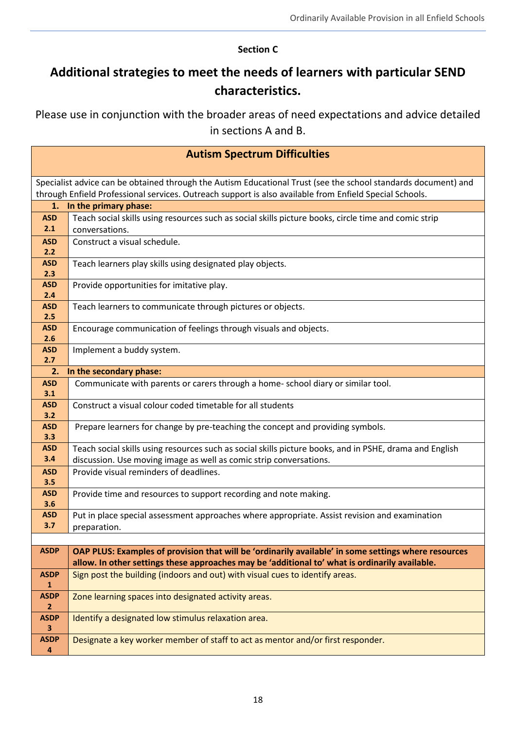**Section C**

# Additional strategies to meet the needs of learners with particular SEND characteristics.

Please use in conjunction with the broader areas of need expectations and advice detailed in sections A and B.

| **Autism Spectrum Difficulties** | |
|---|---|
| Specialist advice can be obtained through the Autism Educational Trust (see the school standards document) and through Enfield Professional services. Outreach support is also available from Enfield Special Schools. | |
| **1. In the primary phase:** | |
| **ASD 2.1** | Teach social skills using resources such as social skills picture books, circle time and comic strip conversations. |
| **ASD 2.2** | Construct a visual schedule. |
| **ASD 2.3** | Teach learners play skills using designated play objects. |
| **ASD 2.4** | Provide opportunities for imitative play. |
| **ASD 2.5** | Teach learners to communicate through pictures or objects. |
| **ASD 2.6** | Encourage communication of feelings through visuals and objects. |
| **ASD 2.7** | Implement a buddy system. |
| **2. In the secondary phase:** | |
| **ASD 3.1** | Communicate with parents or carers through a home- school diary or similar tool. |
| **ASD 3.2** | Construct a visual colour coded timetable for all students |
| **ASD 3.3** | Prepare learners for change by pre-teaching the concept and providing symbols. |
| **ASD 3.4** | Teach social skills using resources such as social skills picture books, and in PSHE, drama and English discussion. Use moving image as well as comic strip conversations. |
| **ASD 3.5** | Provide visual reminders of deadlines. |
| **ASD 3.6** | Provide time and resources to support recording and note making. |
| **ASD 3.7** | Put in place special assessment approaches where appropriate. Assist revision and examination preparation. |
| | |
| **ASDP** | **OAP PLUS: Examples of provision that will be 'ordinarily available' in some settings where resources allow. In other settings these approaches may be 'additional to' what is ordinarily available.** |
| **ASDP 1** | Sign post the building (indoors and out) with visual cues to identify areas. |
| **ASDP 2** | Zone learning spaces into designated activity areas. |
| **ASDP 3** | Identify a designated low stimulus relaxation area. |
| **ASDP 4** | Designate a key worker member of staff to act as mentor and/or first responder. |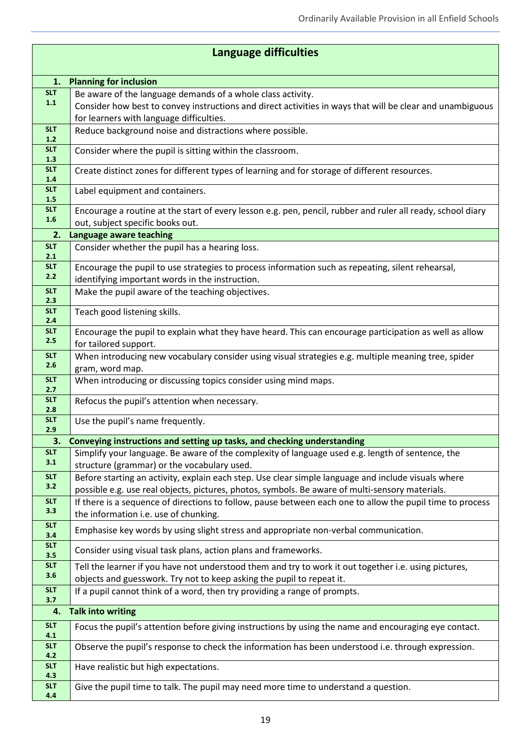| Language difficulties | |
|---|---|
| **1. Planning for inclusion** | |
| SLT 1.1 | Be aware of the language demands of a whole class activity. Consider how best to convey instructions and direct activities in ways that will be clear and unambiguous for learners with language difficulties. |
| SLT 1.2 | Reduce background noise and distractions where possible. |
| SLT 1.3 | Consider where the pupil is sitting within the classroom. |
| SLT 1.4 | Create distinct zones for different types of learning and for storage of different resources. |
| SLT 1.5 | Label equipment and containers. |
| SLT 1.6 | Encourage a routine at the start of every lesson e.g. pen, pencil, rubber and ruler all ready, school diary out, subject specific books out. |
| **2. Language aware teaching** | |
| SLT 2.1 | Consider whether the pupil has a hearing loss. |
| SLT 2.2 | Encourage the pupil to use strategies to process information such as repeating, silent rehearsal, identifying important words in the instruction. |
| SLT 2.3 | Make the pupil aware of the teaching objectives. |
| SLT 2.4 | Teach good listening skills. |
| SLT 2.5 | Encourage the pupil to explain what they have heard. This can encourage participation as well as allow for tailored support. |
| SLT 2.6 | When introducing new vocabulary consider using visual strategies e.g. multiple meaning tree, spider gram, word map. |
| SLT 2.7 | When introducing or discussing topics consider using mind maps. |
| SLT 2.8 | Refocus the pupil's attention when necessary. |
| SLT 2.9 | Use the pupil's name frequently. |
| **3. Conveying instructions and setting up tasks, and checking understanding** | |
| SLT 3.1 | Simplify your language. Be aware of the complexity of language used e.g. length of sentence, the structure (grammar) or the vocabulary used. |
| SLT 3.2 | Before starting an activity, explain each step. Use clear simple language and include visuals where possible e.g. use real objects, pictures, photos, symbols. Be aware of multi-sensory materials. |
| SLT 3.3 | If there is a sequence of directions to follow, pause between each one to allow the pupil time to process the information i.e. use of chunking. |
| SLT 3.4 | Emphasise key words by using slight stress and appropriate non-verbal communication. |
| SLT 3.5 | Consider using visual task plans, action plans and frameworks. |
| SLT 3.6 | Tell the learner if you have not understood them and try to work it out together i.e. using pictures, objects and guesswork. Try not to keep asking the pupil to repeat it. |
| SLT 3.7 | If a pupil cannot think of a word, then try providing a range of prompts. |
| **4. Talk into writing** | |
| SLT 4.1 | Focus the pupil's attention before giving instructions by using the name and encouraging eye contact. |
| SLT 4.2 | Observe the pupil's response to check the information has been understood i.e. through expression. |
| SLT 4.3 | Have realistic but high expectations. |
| SLT 4.4 | Give the pupil time to talk. The pupil may need more time to understand a question. |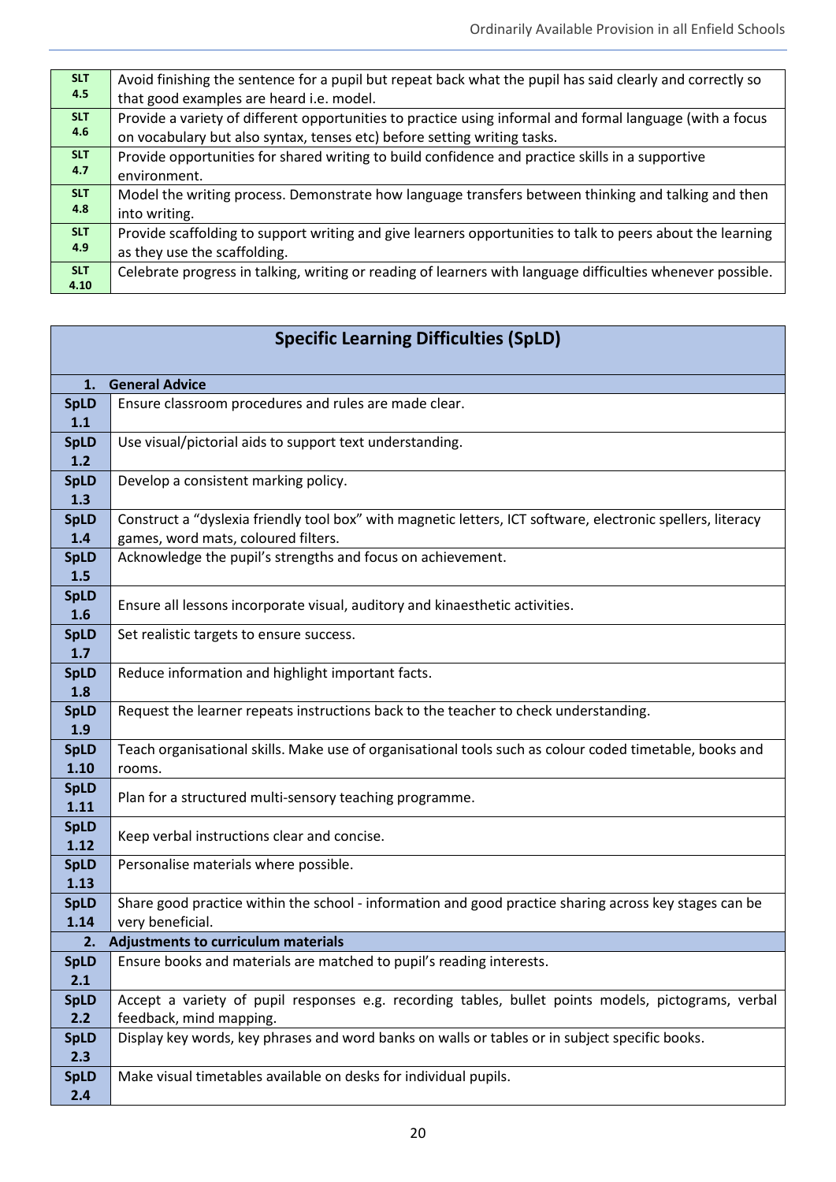| | |
|---|---|
| **SLT 4.5** | Avoid finishing the sentence for a pupil but repeat back what the pupil has said clearly and correctly so that good examples are heard i.e. model. |
| **SLT 4.6** | Provide a variety of different opportunities to practice using informal and formal language (with a focus on vocabulary but also syntax, tenses etc) before setting writing tasks. |
| **SLT 4.7** | Provide opportunities for shared writing to build confidence and practice skills in a supportive environment. |
| **SLT 4.8** | Model the writing process. Demonstrate how language transfers between thinking and talking and then into writing. |
| **SLT 4.9** | Provide scaffolding to support writing and give learners opportunities to talk to peers about the learning as they use the scaffolding. |
| **SLT 4.10** | Celebrate progress in talking, writing or reading of learners with language difficulties whenever possible. |

| **Specific Learning Difficulties (SpLD)** | |
|---|---|
| **1.** | **General Advice** |
| **SpLD 1.1** | Ensure classroom procedures and rules are made clear. |
| **SpLD 1.2** | Use visual/pictorial aids to support text understanding. |
| **SpLD 1.3** | Develop a consistent marking policy. |
| **SpLD 1.4** | Construct a "dyslexia friendly tool box" with magnetic letters, ICT software, electronic spellers, literacy games, word mats, coloured filters. |
| **SpLD 1.5** | Acknowledge the pupil's strengths and focus on achievement. |
| **SpLD 1.6** | Ensure all lessons incorporate visual, auditory and kinaesthetic activities. |
| **SpLD 1.7** | Set realistic targets to ensure success. |
| **SpLD 1.8** | Reduce information and highlight important facts. |
| **SpLD 1.9** | Request the learner repeats instructions back to the teacher to check understanding. |
| **SpLD 1.10** | Teach organisational skills. Make use of organisational tools such as colour coded timetable, books and rooms. |
| **SpLD 1.11** | Plan for a structured multi-sensory teaching programme. |
| **SpLD 1.12** | Keep verbal instructions clear and concise. |
| **SpLD 1.13** | Personalise materials where possible. |
| **SpLD 1.14** | Share good practice within the school - information and good practice sharing across key stages can be very beneficial. |
| **2.** | **Adjustments to curriculum materials** |
| **SpLD 2.1** | Ensure books and materials are matched to pupil's reading interests. |
| **SpLD 2.2** | Accept a variety of pupil responses e.g. recording tables, bullet points models, pictograms, verbal feedback, mind mapping. |
| **SpLD 2.3** | Display key words, key phrases and word banks on walls or tables or in subject specific books. |
| **SpLD 2.4** | Make visual timetables available on desks for individual pupils. |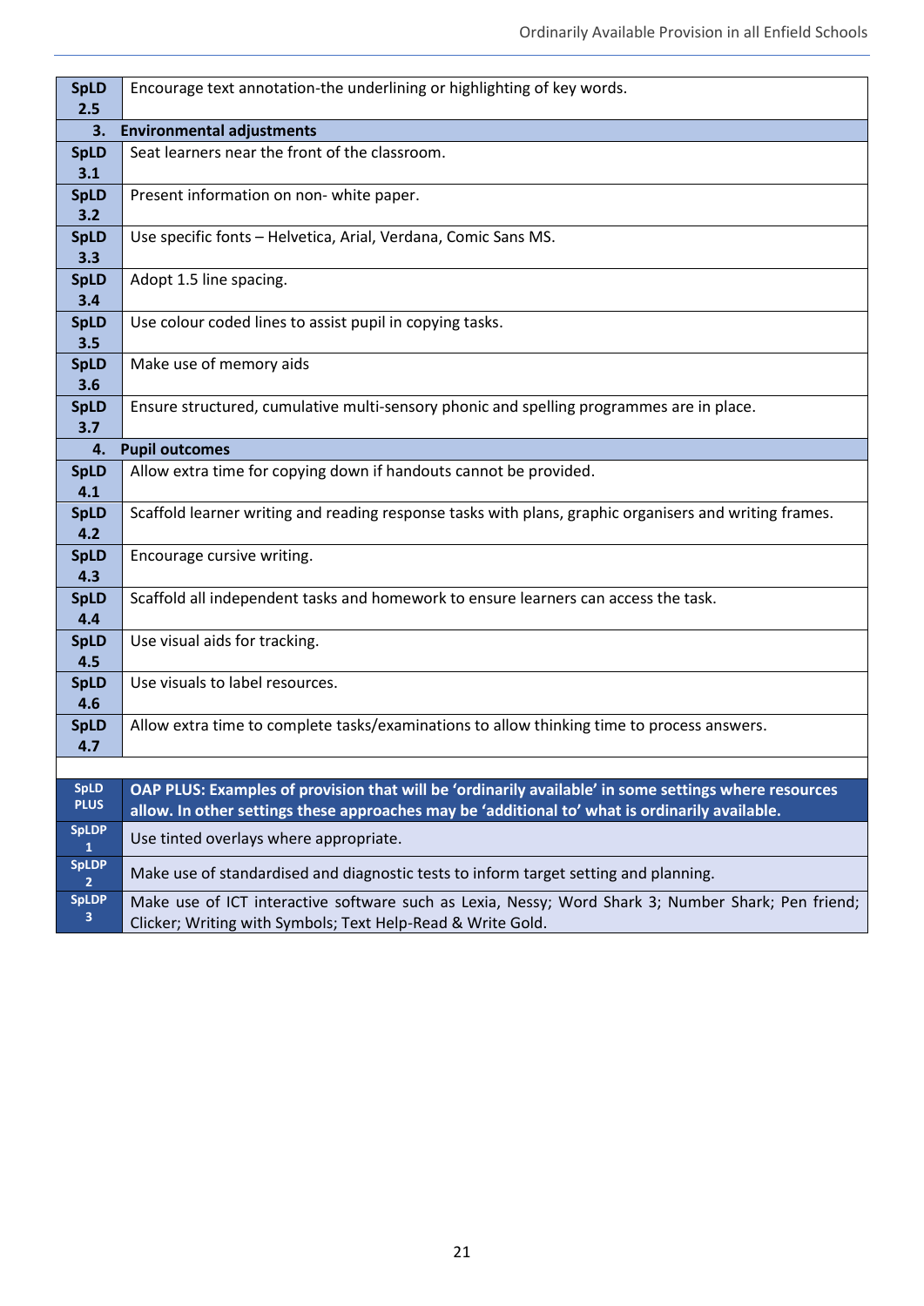| | |
|---|---|
| **SpLD 2.5** | Encourage text annotation-the underlining or highlighting of key words. |
| **3.** | **Environmental adjustments** |
| **SpLD 3.1** | Seat learners near the front of the classroom. |
| **SpLD 3.2** | Present information on non- white paper. |
| **SpLD 3.3** | Use specific fonts – Helvetica, Arial, Verdana, Comic Sans MS. |
| **SpLD 3.4** | Adopt 1.5 line spacing. |
| **SpLD 3.5** | Use colour coded lines to assist pupil in copying tasks. |
| **SpLD 3.6** | Make use of memory aids |
| **SpLD 3.7** | Ensure structured, cumulative multi-sensory phonic and spelling programmes are in place. |
| **4.** | **Pupil outcomes** |
| **SpLD 4.1** | Allow extra time for copying down if handouts cannot be provided. |
| **SpLD 4.2** | Scaffold learner writing and reading response tasks with plans, graphic organisers and writing frames. |
| **SpLD 4.3** | Encourage cursive writing. |
| **SpLD 4.4** | Scaffold all independent tasks and homework to ensure learners can access the task. |
| **SpLD 4.5** | Use visual aids for tracking. |
| **SpLD 4.6** | Use visuals to label resources. |
| **SpLD 4.7** | Allow extra time to complete tasks/examinations to allow thinking time to process answers. |

| | |
|---|---|
| **SpLD PLUS** | **OAP PLUS: Examples of provision that will be 'ordinarily available' in some settings where resources allow. In other settings these approaches may be 'additional to' what is ordinarily available.** |
| **SpLDP 1** | Use tinted overlays where appropriate. |
| **SpLDP 2** | Make use of standardised and diagnostic tests to inform target setting and planning. |
| **SpLDP 3** | Make use of ICT interactive software such as Lexia, Nessy; Word Shark 3; Number Shark; Pen friend; Clicker; Writing with Symbols; Text Help-Read & Write Gold. |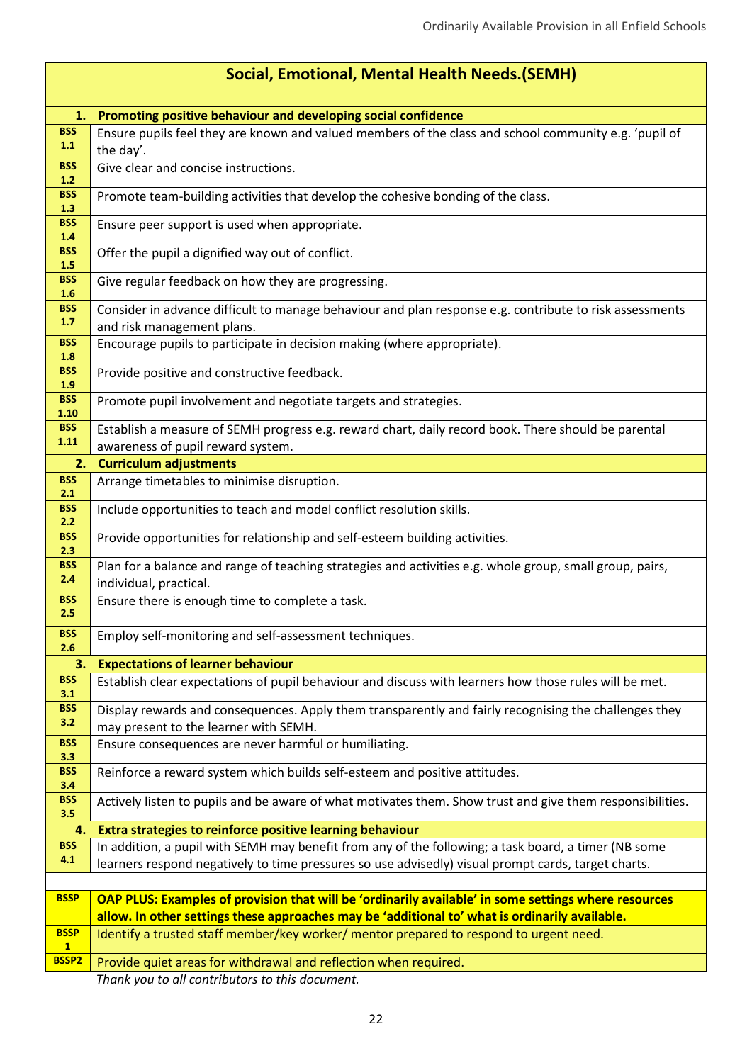| Social, Emotional, Mental Health Needs.(SEMH) | |
|---|---|
| **1.** | **Promoting positive behaviour and developing social confidence** |
| **BSS 1.1** | Ensure pupils feel they are known and valued members of the class and school community e.g. 'pupil of the day'. |
| **BSS 1.2** | Give clear and concise instructions. |
| **BSS 1.3** | Promote team-building activities that develop the cohesive bonding of the class. |
| **BSS 1.4** | Ensure peer support is used when appropriate. |
| **BSS 1.5** | Offer the pupil a dignified way out of conflict. |
| **BSS 1.6** | Give regular feedback on how they are progressing. |
| **BSS 1.7** | Consider in advance difficult to manage behaviour and plan response e.g. contribute to risk assessments and risk management plans. |
| **BSS 1.8** | Encourage pupils to participate in decision making (where appropriate). |
| **BSS 1.9** | Provide positive and constructive feedback. |
| **BSS 1.10** | Promote pupil involvement and negotiate targets and strategies. |
| **BSS 1.11** | Establish a measure of SEMH progress e.g. reward chart, daily record book. There should be parental awareness of pupil reward system. |
| **2.** | **Curriculum adjustments** |
| **BSS 2.1** | Arrange timetables to minimise disruption. |
| **BSS 2.2** | Include opportunities to teach and model conflict resolution skills. |
| **BSS 2.3** | Provide opportunities for relationship and self-esteem building activities. |
| **BSS 2.4** | Plan for a balance and range of teaching strategies and activities e.g. whole group, small group, pairs, individual, practical. |
| **BSS 2.5** | Ensure there is enough time to complete a task. |
| **BSS 2.6** | Employ self-monitoring and self-assessment techniques. |
| **3.** | **Expectations of learner behaviour** |
| **BSS 3.1** | Establish clear expectations of pupil behaviour and discuss with learners how those rules will be met. |
| **BSS 3.2** | Display rewards and consequences. Apply them transparently and fairly recognising the challenges they may present to the learner with SEMH. |
| **BSS 3.3** | Ensure consequences are never harmful or humiliating. |
| **BSS 3.4** | Reinforce a reward system which builds self-esteem and positive attitudes. |
| **BSS 3.5** | Actively listen to pupils and be aware of what motivates them. Show trust and give them responsibilities. |
| **4.** | **Extra strategies to reinforce positive learning behaviour** |
| **BSS 4.1** | In addition, a pupil with SEMH may benefit from any of the following; a task board, a timer (NB some learners respond negatively to time pressures so use advisedly) visual prompt cards, target charts. |
| | |
| **BSSP** | **OAP PLUS: Examples of provision that will be 'ordinarily available' in some settings where resources allow. In other settings these approaches may be 'additional to' what is ordinarily available.** |
| **BSSP 1** | Identify a trusted staff member/key worker/ mentor prepared to respond to urgent need. |
| **BSSP2** | Provide quiet areas for withdrawal and reflection when required. |

*Thank you to all contributors to this document.*